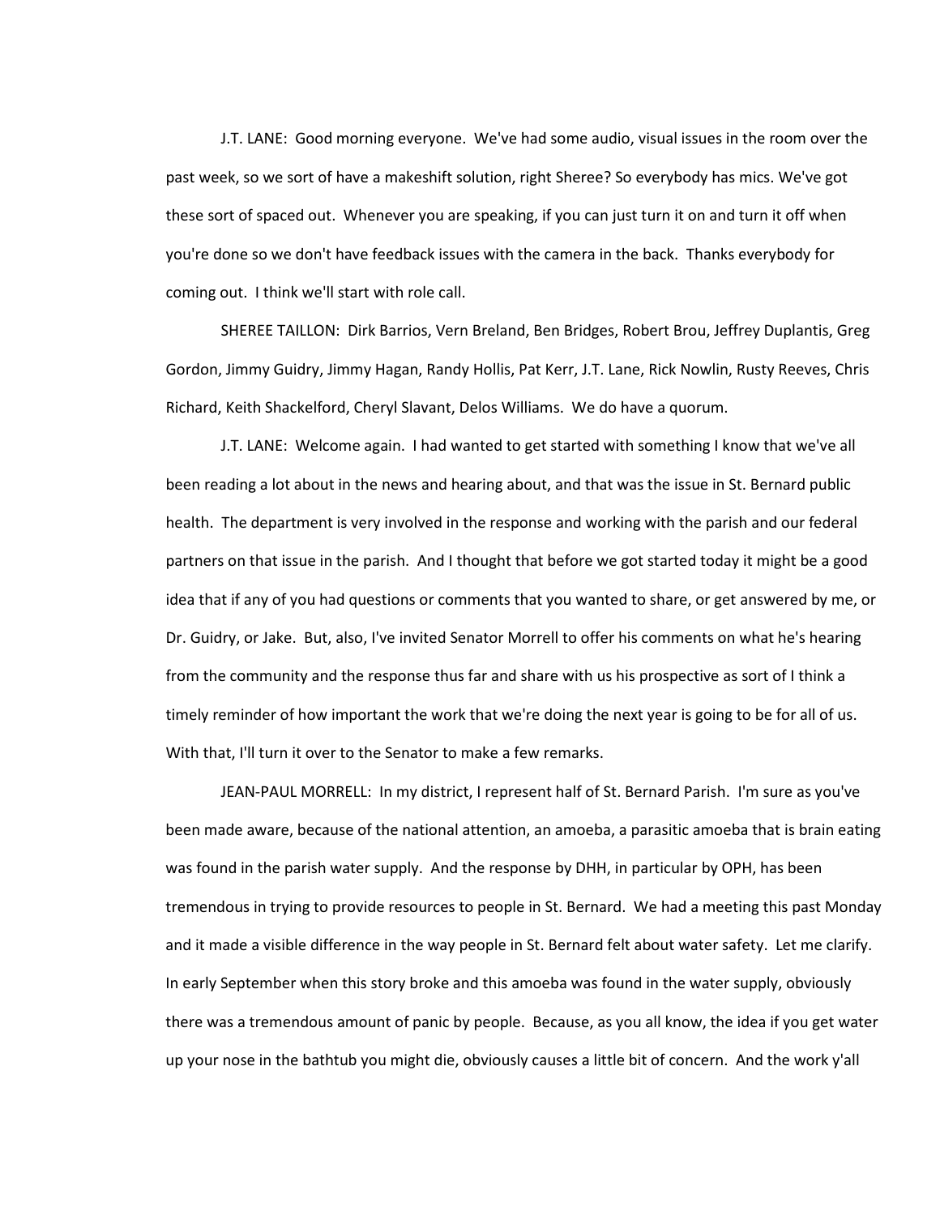J.T. LANE: Good morning everyone. We've had some audio, visual issues in the room over the past week, so we sort of have a makeshift solution, right Sheree? So everybody has mics. We've got these sort of spaced out. Whenever you are speaking, if you can just turn it on and turn it off when you're done so we don't have feedback issues with the camera in the back. Thanks everybody for coming out. I think we'll start with role call.

SHEREE TAILLON: Dirk Barrios, Vern Breland, Ben Bridges, Robert Brou, Jeffrey Duplantis, Greg Gordon, Jimmy Guidry, Jimmy Hagan, Randy Hollis, Pat Kerr, J.T. Lane, Rick Nowlin, Rusty Reeves, Chris Richard, Keith Shackelford, Cheryl Slavant, Delos Williams. We do have a quorum.

J.T. LANE: Welcome again. I had wanted to get started with something I know that we've all been reading a lot about in the news and hearing about, and that was the issue in St. Bernard public health. The department is very involved in the response and working with the parish and our federal partners on that issue in the parish. And I thought that before we got started today it might be a good idea that if any of you had questions or comments that you wanted to share, or get answered by me, or Dr. Guidry, or Jake. But, also, I've invited Senator Morrell to offer his comments on what he's hearing from the community and the response thus far and share with us his prospective as sort of I think a timely reminder of how important the work that we're doing the next year is going to be for all of us. With that, I'll turn it over to the Senator to make a few remarks.

JEAN-PAUL MORRELL: In my district, I represent half of St. Bernard Parish. I'm sure as you've been made aware, because of the national attention, an amoeba, a parasitic amoeba that is brain eating was found in the parish water supply. And the response by DHH, in particular by OPH, has been tremendous in trying to provide resources to people in St. Bernard. We had a meeting this past Monday and it made a visible difference in the way people in St. Bernard felt about water safety. Let me clarify. In early September when this story broke and this amoeba was found in the water supply, obviously there was a tremendous amount of panic by people. Because, as you all know, the idea if you get water up your nose in the bathtub you might die, obviously causes a little bit of concern. And the work y'all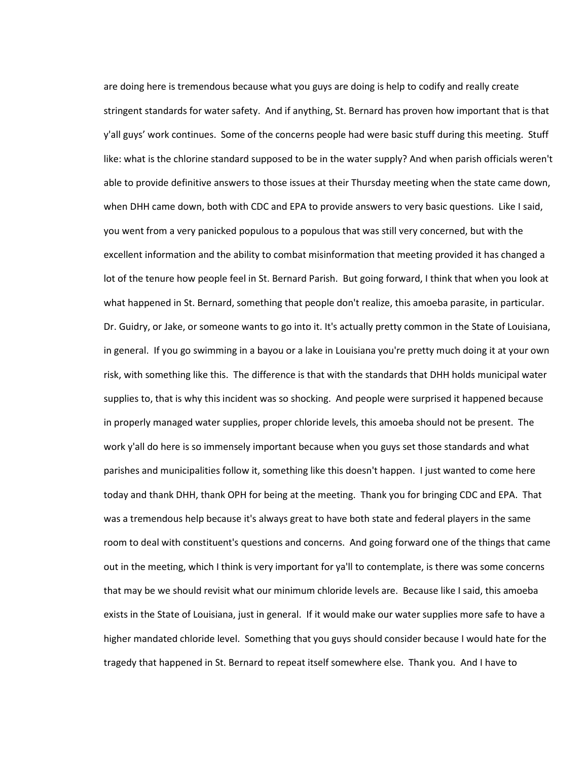are doing here is tremendous because what you guys are doing is help to codify and really create stringent standards for water safety. And if anything, St. Bernard has proven how important that is that y'all guys' work continues. Some of the concerns people had were basic stuff during this meeting. Stuff like: what is the chlorine standard supposed to be in the water supply? And when parish officials weren't able to provide definitive answers to those issues at their Thursday meeting when the state came down, when DHH came down, both with CDC and EPA to provide answers to very basic questions. Like I said, you went from a very panicked populous to a populous that was still very concerned, but with the excellent information and the ability to combat misinformation that meeting provided it has changed a lot of the tenure how people feel in St. Bernard Parish. But going forward, I think that when you look at what happened in St. Bernard, something that people don't realize, this amoeba parasite, in particular. Dr. Guidry, or Jake, or someone wants to go into it. It's actually pretty common in the State of Louisiana, in general. If you go swimming in a bayou or a lake in Louisiana you're pretty much doing it at your own risk, with something like this. The difference is that with the standards that DHH holds municipal water supplies to, that is why this incident was so shocking. And people were surprised it happened because in properly managed water supplies, proper chloride levels, this amoeba should not be present. The work y'all do here is so immensely important because when you guys set those standards and what parishes and municipalities follow it, something like this doesn't happen. I just wanted to come here today and thank DHH, thank OPH for being at the meeting. Thank you for bringing CDC and EPA. That was a tremendous help because it's always great to have both state and federal players in the same room to deal with constituent's questions and concerns. And going forward one of the things that came out in the meeting, which I think is very important for ya'll to contemplate, is there was some concerns that may be we should revisit what our minimum chloride levels are. Because like I said, this amoeba exists in the State of Louisiana, just in general. If it would make our water supplies more safe to have a higher mandated chloride level. Something that you guys should consider because I would hate for the tragedy that happened in St. Bernard to repeat itself somewhere else. Thank you. And I have to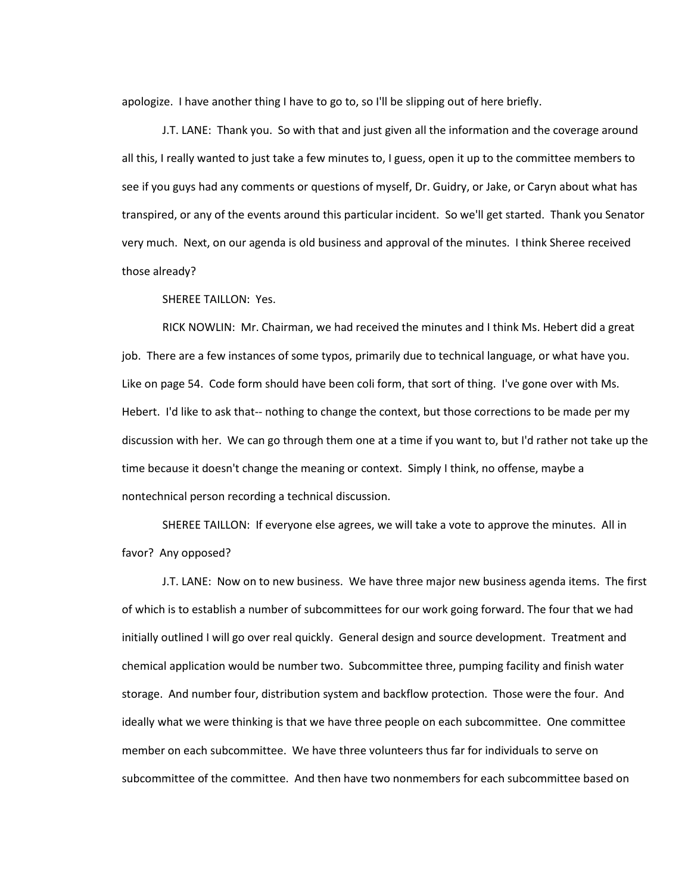apologize. I have another thing I have to go to, so I'll be slipping out of here briefly.

J.T. LANE: Thank you. So with that and just given all the information and the coverage around all this, I really wanted to just take a few minutes to, I guess, open it up to the committee members to see if you guys had any comments or questions of myself, Dr. Guidry, or Jake, or Caryn about what has transpired, or any of the events around this particular incident. So we'll get started. Thank you Senator very much. Next, on our agenda is old business and approval of the minutes. I think Sheree received those already?

SHEREE TAILLON: Yes.

RICK NOWLIN: Mr. Chairman, we had received the minutes and I think Ms. Hebert did a great job. There are a few instances of some typos, primarily due to technical language, or what have you. Like on page 54. Code form should have been coli form, that sort of thing. I've gone over with Ms. Hebert. I'd like to ask that-- nothing to change the context, but those corrections to be made per my discussion with her. We can go through them one at a time if you want to, but I'd rather not take up the time because it doesn't change the meaning or context. Simply I think, no offense, maybe a nontechnical person recording a technical discussion.

SHEREE TAILLON: If everyone else agrees, we will take a vote to approve the minutes. All in favor? Any opposed?

J.T. LANE: Now on to new business. We have three major new business agenda items. The first of which is to establish a number of subcommittees for our work going forward. The four that we had initially outlined I will go over real quickly. General design and source development. Treatment and chemical application would be number two. Subcommittee three, pumping facility and finish water storage. And number four, distribution system and backflow protection. Those were the four. And ideally what we were thinking is that we have three people on each subcommittee. One committee member on each subcommittee. We have three volunteers thus far for individuals to serve on subcommittee of the committee. And then have two nonmembers for each subcommittee based on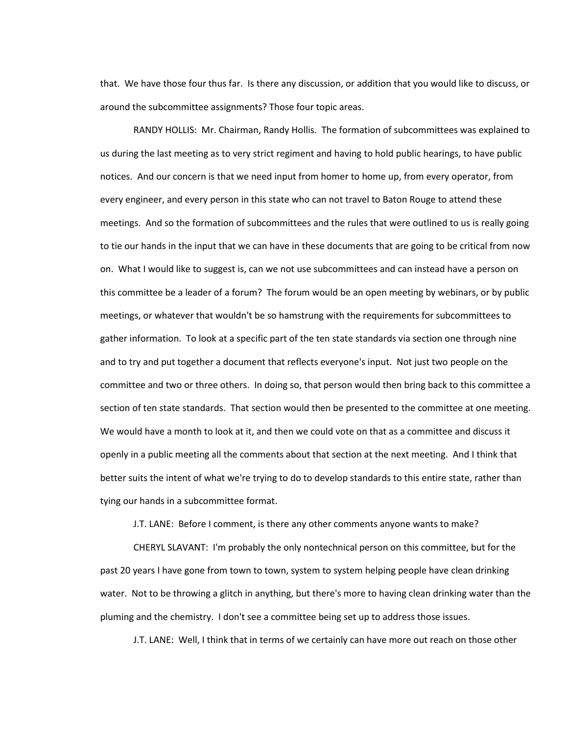that. We have those four thus far. Is there any discussion, or addition that you would like to discuss, or around the subcommittee assignments? Those four topic areas.

RANDY HOLLIS: Mr. Chairman, Randy Hollis. The formation of subcommittees was explained to us during the last meeting as to very strict regiment and having to hold public hearings, to have public notices. And our concern is that we need input from homer to home up, from every operator, from every engineer, and every person in this state who can not travel to Baton Rouge to attend these meetings. And so the formation of subcommittees and the rules that were outlined to us is really going to tie our hands in the input that we can have in these documents that are going to be critical from now on. What I would like to suggest is, can we not use subcommittees and can instead have a person on this committee be a leader of a forum? The forum would be an open meeting by webinars, or by public meetings, or whatever that wouldn't be so hamstrung with the requirements for subcommittees to gather information. To look at a specific part of the ten state standards via section one through nine and to try and put together a document that reflects everyone's input. Not just two people on the committee and two or three others. In doing so, that person would then bring back to this committee a section of ten state standards. That section would then be presented to the committee at one meeting. We would have a month to look at it, and then we could vote on that as a committee and discuss it openly in a public meeting all the comments about that section at the next meeting. And I think that better suits the intent of what we're trying to do to develop standards to this entire state, rather than tying our hands in a subcommittee format.

J.T. LANE: Before I comment, is there any other comments anyone wants to make?

CHERYL SLAVANT: I'm probably the only nontechnical person on this committee, but for the past 20 years I have gone from town to town, system to system helping people have clean drinking water. Not to be throwing a glitch in anything, but there's more to having clean drinking water than the pluming and the chemistry. I don't see a committee being set up to address those issues.

J.T. LANE: Well, I think that in terms of we certainly can have more out reach on those other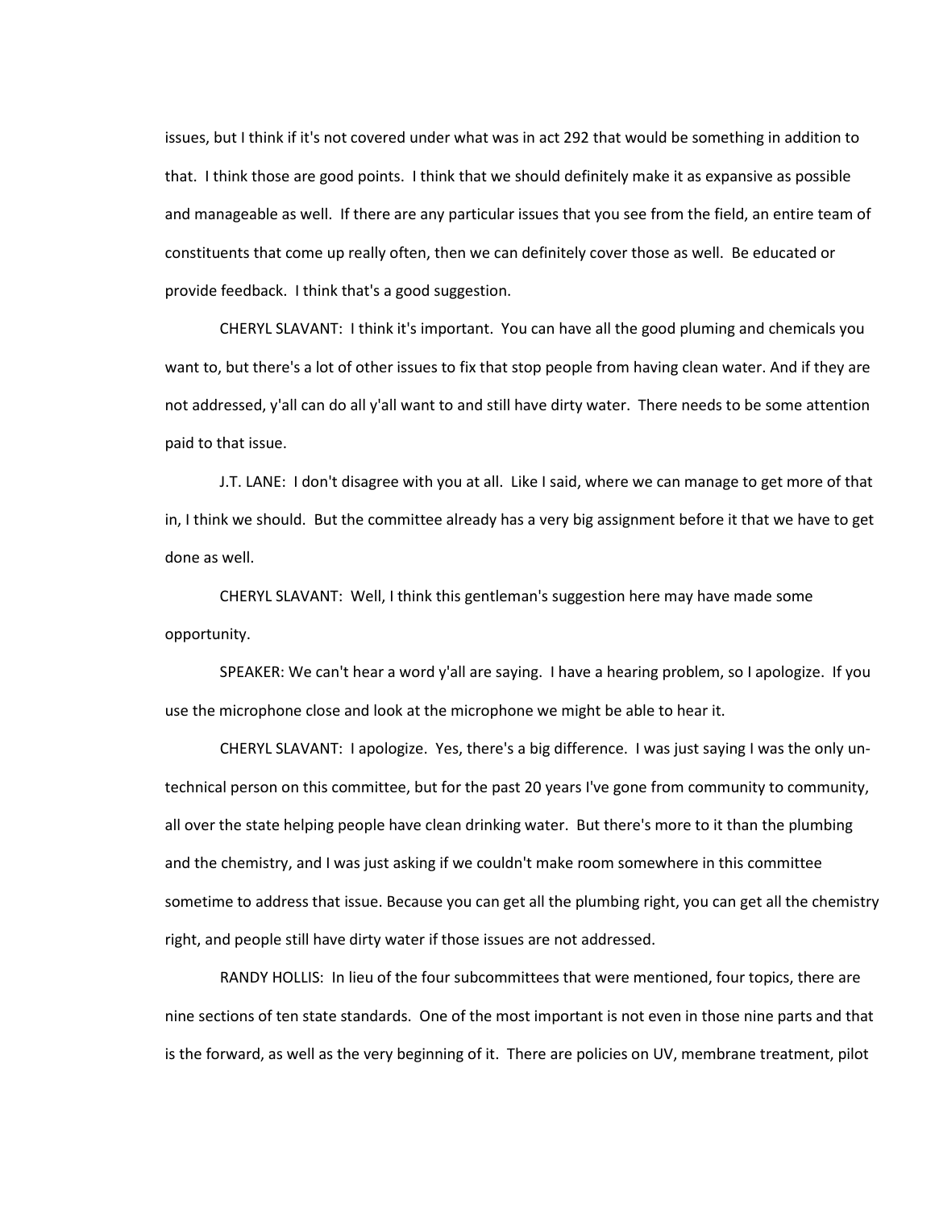issues, but I think if it's not covered under what was in act 292 that would be something in addition to that. I think those are good points. I think that we should definitely make it as expansive as possible and manageable as well. If there are any particular issues that you see from the field, an entire team of constituents that come up really often, then we can definitely cover those as well. Be educated or provide feedback. I think that's a good suggestion.

CHERYL SLAVANT: I think it's important. You can have all the good puming and chemicals you want to, but there's a lot of other issues to fix that stop people from having clean water. And if they are not addressed, y'all can do all y'all want to and still have dirty water. There needs to be some attention paid to that issue.

J.T. LANE: I don't disagree with you at all. Like I said, where we can manage to get more of that in, I think we should. But the committee already has a very big assignment before it that we have to get done as well.

CHERYL SLAVANT: Well, I think this gentleman's suggestion here may have made some opportunity.

SPEAKER: We can't hear a word y'all are saying. I have a hearing problem, so I apologize. If you use the microphone close and look at the microphone we might be able to hear it.

CHERYL SLAVANT: I apologize. Yes, there's a big difference. I was just saying I was the only un-technical person on this committee, but for the past 20 years I've gone from community to community, all over the state helping people have clean drinking water. But there's more to it than the plumbing and the chemistry, and I was just asking if we couldn't make room somewhere in this committee sometime to address that issue. Because you can get all the plumbing right, you can get all the chemistry right, and people still have dirty water if those issues are not addressed.

RANDY HOLLIS: In lieu of the four subcommittees that were mentioned, four topics, there are nine sections of ten state standards. One of the most important is not even in those nine parts and that is the forward, as well as the very beginning of it. There are policies on UV, membrane treatment, pilot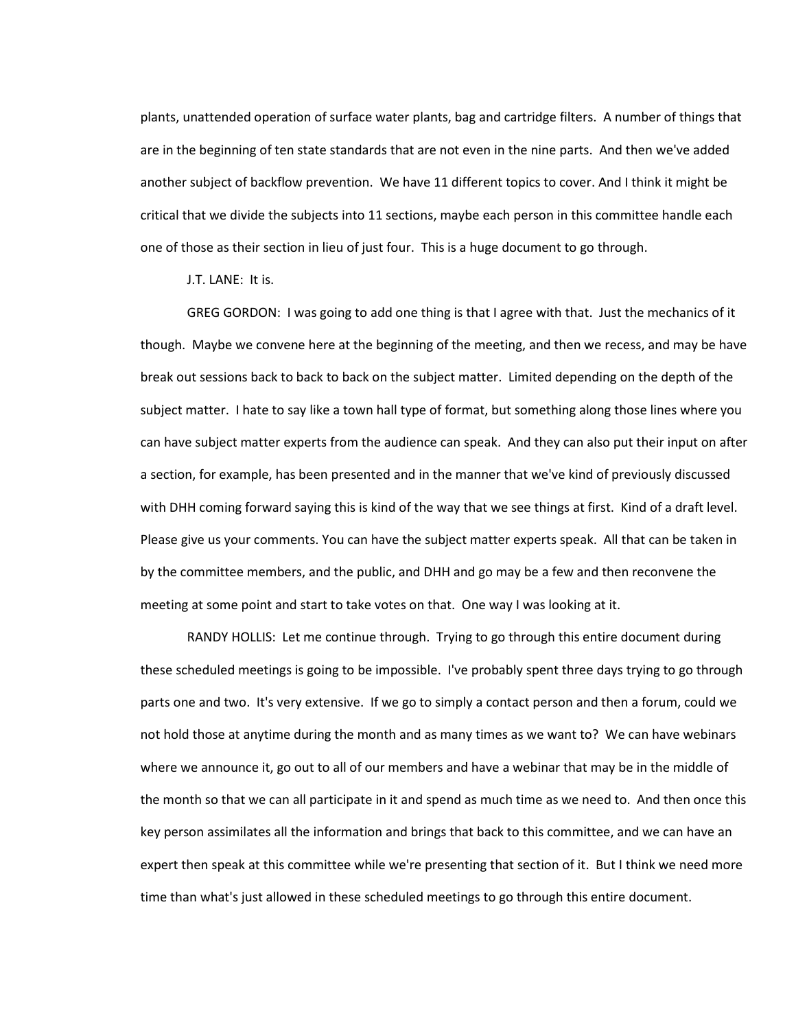plants, unattended operation of surface water plants, bag and cartridge filters. A number of things that are in the beginning of ten state standards that are not even in the nine parts. And then we've added another subject of backflow prevention. We have 11 different topics to cover. And I think it might be critical that we divide the subjects into 11 sections, maybe each person in this committee handle each one of those as their section in lieu of just four. This is a huge document to go through.

J.T. LANE: It is.

GREG GORDON: I was going to add one thing is that I agree with that. Just the mechanics of it though. Maybe we convene here at the beginning of the meeting, and then we recess, and may be have break out sessions back to back to back on the subject matter. Limited depending on the depth of the subject matter. I hate to say like a town hall type of format, but something along those lines where you can have subject matter experts from the audience can speak. And they can also put their input on after a section, for example, has been presented and in the manner that we've kind of previously discussed with DHH coming forward saying this is kind of the way that we see things at first. Kind of a draft level. Please give us your comments. You can have the subject matter experts speak. All that can be taken in by the committee members, and the public, and DHH and go may be a few and then reconvene the meeting at some point and start to take votes on that. One way I was looking at it.

RANDY HOLLIS: Let me continue through. Trying to go through this entire document during these scheduled meetings is going to be impossible. I've probably spent three days trying to go through parts one and two. It's very extensive. If we go to simply a contact person and then a forum, could we not hold those at anytime during the month and as many times as we want to? We can have webinars where we announce it, go out to all of our members and have a webinar that may be in the middle of the month so that we can all participate in it and spend as much time as we need to. And then once this key person assimilates all the information and brings that back to this committee, and we can have an expert then speak at this committee while we're presenting that section of it. But I think we need more time than what's just allowed in these scheduled meetings to go through this entire document.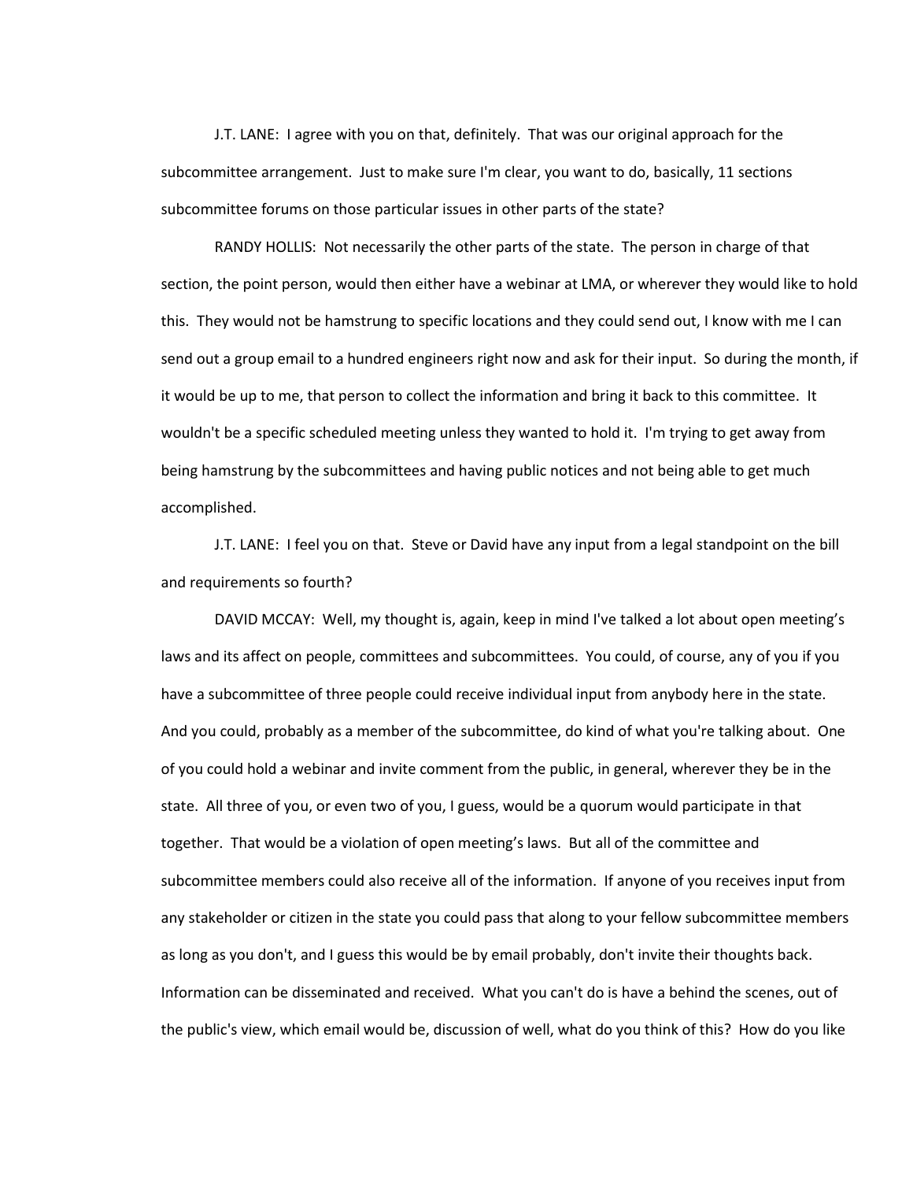J.T. LANE: I agree with you on that, definitely. That was our original approach for the subcommittee arrangement. Just to make sure I'm clear, you want to do, basically, 11 sections subcommittee forums on those particular issues in other parts of the state?

RANDY HOLLIS: Not necessarily the other parts of the state. The person in charge of that section, the point person, would then either have a webinar at LMA, or wherever they would like to hold this. They would not be hamstrung to specific locations and they could send out, I know with me I can send out a group email to a hundred engineers right now and ask for their input. So during the month, if it would be up to me, that person to collect the information and bring it back to this committee. It wouldn't be a specific scheduled meeting unless they wanted to hold it. I'm trying to get away from being hamstrung by the subcommittees and having public notices and not being able to get much accomplished.

J.T. LANE: I feel you on that. Steve or David have any input from a legal standpoint on the bill and requirements so fourth?

DAVID MCCAY: Well, my thought is, again, keep in mind I've talked a lot about open meeting's laws and its affect on people, committees and subcommittees. You could, of course, any of you if you have a subcommittee of three people could receive individual input from anybody here in the state. And you could, probably as a member of the subcommittee, do kind of what you're talking about. One of you could hold a webinar and invite comment from the public, in general, wherever they be in the state. All three of you, or even two of you, I guess, would be a quorum would participate in that together. That would be a violation of open meeting's laws. But all of the committee and subcommittee members could also receive all of the information. If anyone of you receives input from any stakeholder or citizen in the state you could pass that along to your fellow subcommittee members as long as you don't, and I guess this would be by email probably, don't invite their thoughts back. Information can be disseminated and received. What you can't do is have a behind the scenes, out of the public's view, which email would be, discussion of well, what do you think of this? How do you like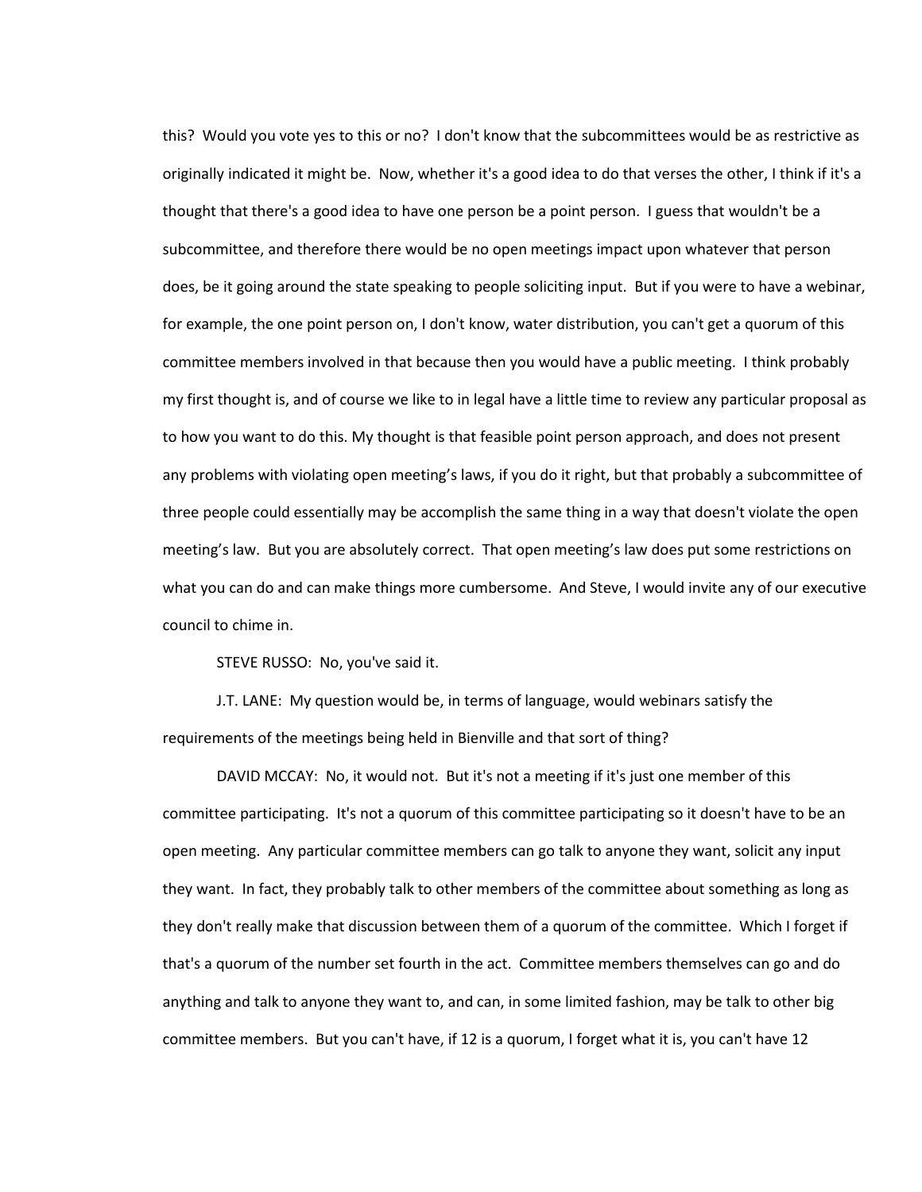this? Would you vote yes to this or no? I don't know that the subcommittees would be as restrictive as originally indicated it might be. Now, whether it's a good idea to do that verses the other, I think if it's a thought that there's a good idea to have one person be a point person. I guess that wouldn't be a subcommittee, and therefore there would be no open meetings impact upon whatever that person does, be it going around the state speaking to people soliciting input. But if you were to have a webinar, for example, the one point person on, I don't know, water distribution, you can't get a quorum of this committee members involved in that because then you would have a public meeting. I think probably my first thought is, and of course we like to in legal have a little time to review any particular proposal as to how you want to do this. My thought is that feasible point person approach, and does not present any problems with violating open meeting's laws, if you do it right, but that probably a subcommittee of three people could essentially may be accomplish the same thing in a way that doesn't violate the open meeting's law. But you are absolutely correct. That open meeting's law does put some restrictions on what you can do and can make things more cumbersome. And Steve, I would invite any of our executive council to chime in.

STEVE RUSSO: No, you've said it.

J.T. LANE: My question would be, in terms of language, would webinars satisfy the requirements of the meetings being held in Bienville and that sort of thing?

DAVID MCCAY: No, it would not. But it's not a meeting if it's just one member of this committee participating. It's not a quorum of this committee participating so it doesn't have to be an open meeting. Any particular committee members can go talk to anyone they want, solicit any input they want. In fact, they probably talk to other members of the committee about something as long as they don't really make that discussion between them of a quorum of the committee. Which I forget if that's a quorum of the number set fourth in the act. Committee members themselves can go and do anything and talk to anyone they want to, and can, in some limited fashion, may be talk to other big committee members. But you can't have, if 12 is a quorum, I forget what it is, you can't have 12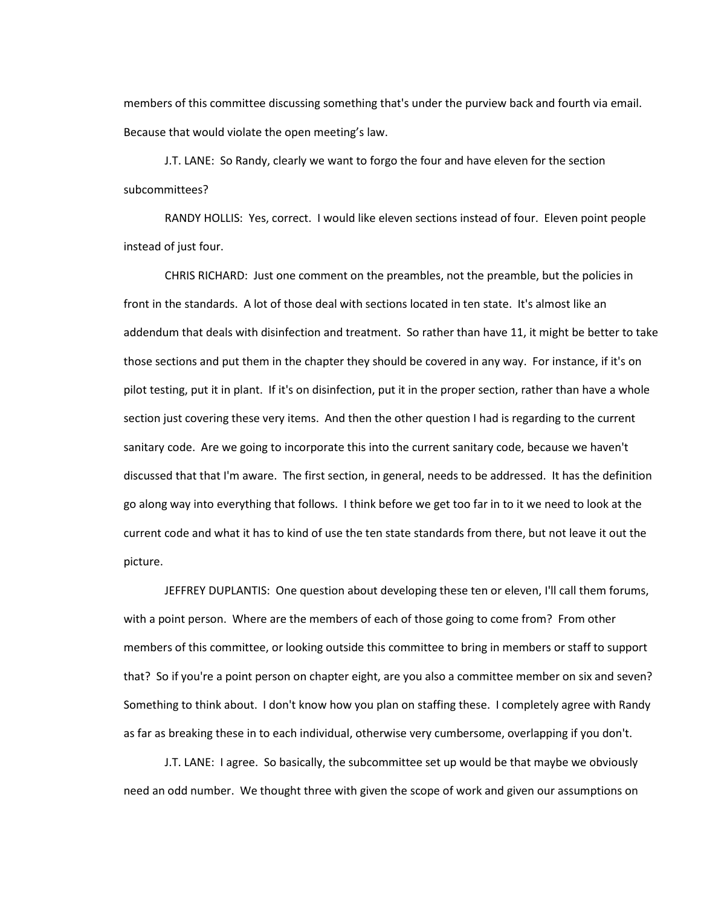members of this committee discussing something that's under the purview back and fourth via email. Because that would violate the open meeting's law.

J.T. LANE: So Randy, clearly we want to forgo the four and have eleven for the section subcommittees?

RANDY HOLLIS: Yes, correct. I would like eleven sections instead of four. Eleven point people instead of just four.

CHRIS RICHARD: Just one comment on the preambles, not the preamble, but the policies in front in the standards. A lot of those deal with sections located in ten state. It's almost like an addendum that deals with disinfection and treatment. So rather than have 11, it might be better to take those sections and put them in the chapter they should be covered in any way. For instance, if it's on pilot testing, put it in plant. If it's on disinfection, put it in the proper section, rather than have a whole section just covering these very items. And then the other question I had is regarding to the current sanitary code. Are we going to incorporate this into the current sanitary code, because we haven't discussed that that I'm aware. The first section, in general, needs to be addressed. It has the definition go along way into everything that follows. I think before we get too far in to it we need to look at the current code and what it has to kind of use the ten state standards from there, but not leave it out the picture.

JEFFREY DUPLANTIS: One question about developing these ten or eleven, I'll call them forums, with a point person. Where are the members of each of those going to come from? From other members of this committee, or looking outside this committee to bring in members or staff to support that? So if you're a point person on chapter eight, are you also a committee member on six and seven? Something to think about. I don't know how you plan on staffing these. I completely agree with Randy as far as breaking these in to each individual, otherwise very cumbersome, overlapping if you don't.

J.T. LANE: I agree. So basically, the subcommittee set up would be that maybe we obviously need an odd number. We thought three with given the scope of work and given our assumptions on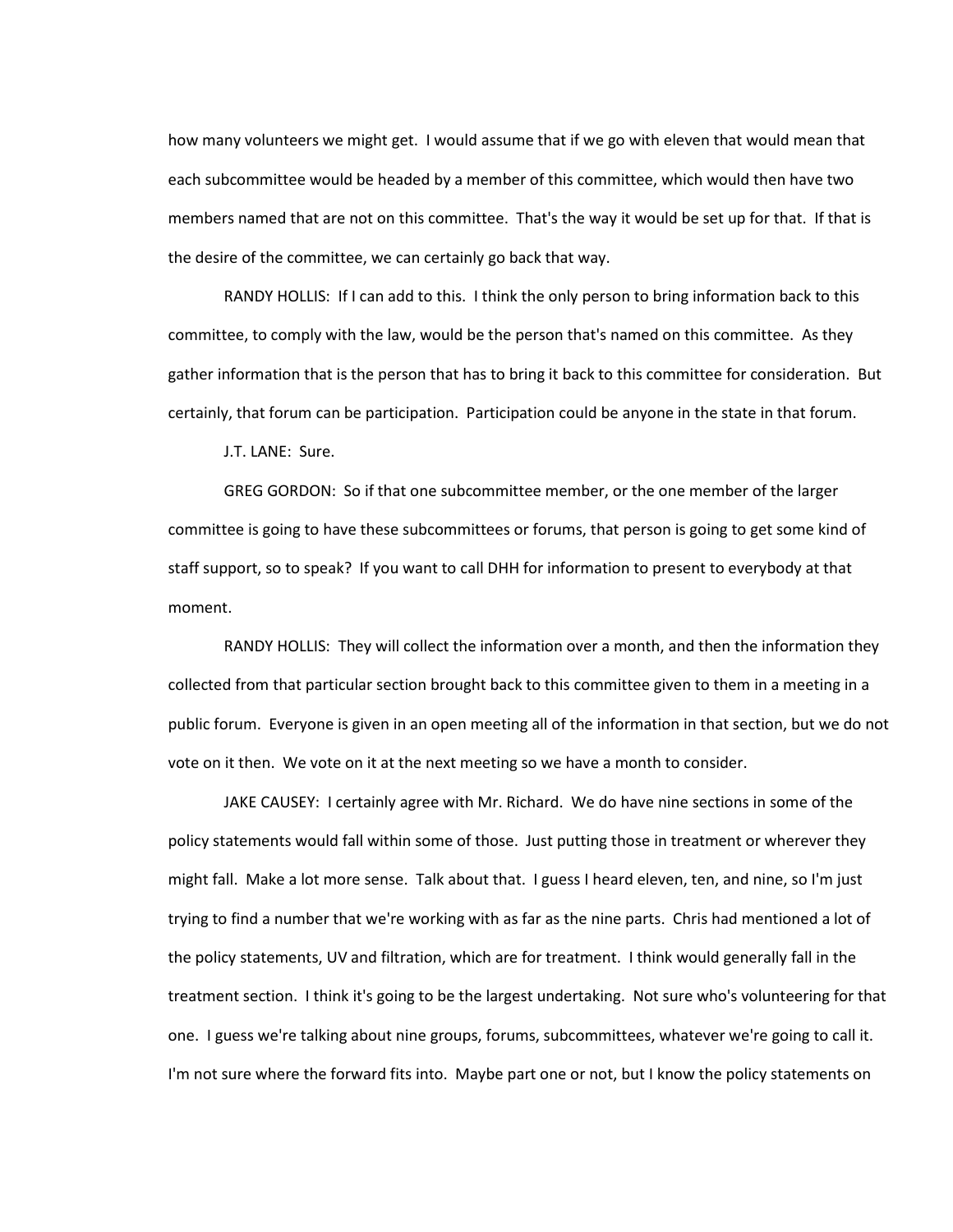how many volunteers we might get. I would assume that if we go with eleven that would mean that each subcommittee would be headed by a member of this committee, which would then have two members named that are not on this committee. That's the way it would be set up for that. If that is the desire of the committee, we can certainly go back that way.

RANDY HOLLIS: If I can add to this. I think the only person to bring information back to this committee, to comply with the law, would be the person that's named on this committee. As they gather information that is the person that has to bring it back to this committee for consideration. But certainly, that forum can be participation. Participation could be anyone in the state in that forum.

J.T. LANE: Sure.

GREG GORDON: So if that one subcommittee member, or the one member of the larger committee is going to have these subcommittees or forums, that person is going to get some kind of staff support, so to speak? If you want to call DHH for information to present to everybody at that moment.

RANDY HOLLIS: They will collect the information over a month, and then the information they collected from that particular section brought back to this committee given to them in a meeting in a public forum. Everyone is given in an open meeting all of the information in that section, but we do not vote on it then. We vote on it at the next meeting so we have a month to consider.

JAKE CAUSEY: I certainly agree with Mr. Richard. We do have nine sections in some of the policy statements would fall within some of those. Just putting those in treatment or wherever they might fall. Make a lot more sense. Talk about that. I guess I heard eleven, ten, and nine, so I'm just trying to find a number that we're working with as far as the nine parts. Chris had mentioned a lot of the policy statements, UV and filtration, which are for treatment. I think would generally fall in the treatment section. I think it's going to be the largest undertaking. Not sure who's volunteering for that one. I guess we're talking about nine groups, forums, subcommittees, whatever we're going to call it. I'm not sure where the forward fits into. Maybe part one or not, but I know the policy statements on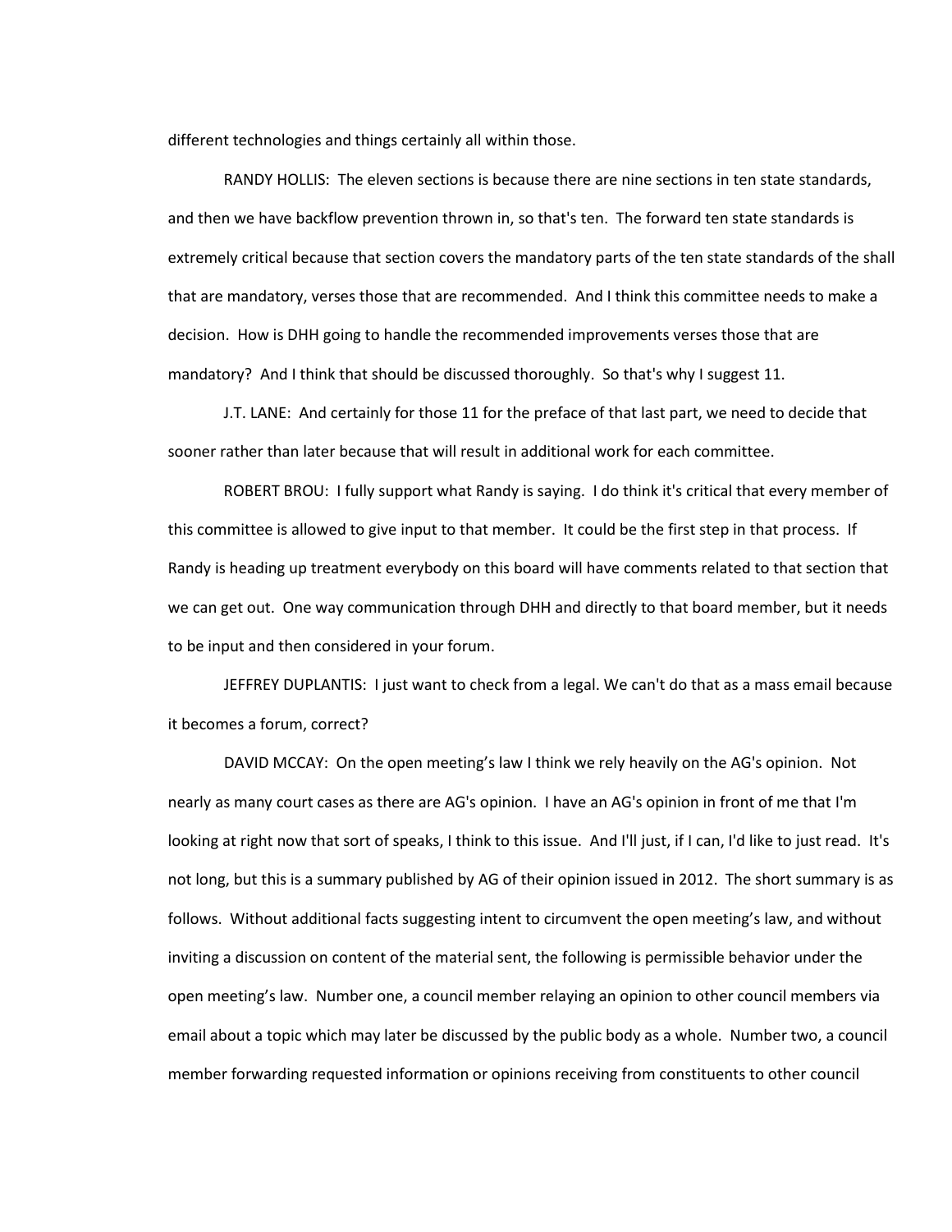different technologies and things certainly all within those.

RANDY HOLLIS: The eleven sections is because there are nine sections in ten state standards, and then we have backflow prevention thrown in, so that's ten. The forward ten state standards is extremely critical because that section covers the mandatory parts of the ten state standards of the shall that are mandatory, verses those that are recommended. And I think this committee needs to make a decision. How is DHH going to handle the recommended improvements verses those that are mandatory? And I think that should be discussed thoroughly. So that's why I suggest 11.

J.T. LANE: And certainly for those 11 for the preface of that last part, we need to decide that sooner rather than later because that will result in additional work for each committee.

ROBERT BROU: I fully support what Randy is saying. I do think it's critical that every member of this committee is allowed to give input to that member. It could be the first step in that process. If Randy is heading up treatment everybody on this board will have comments related to that section that we can get out. One way communication through DHH and directly to that board member, but it needs to be input and then considered in your forum.

JEFFREY DUPLANTIS: I just want to check from a legal. We can't do that as a mass email because it becomes a forum, correct?

DAVID MCCAY: On the open meeting's law I think we rely heavily on the AG's opinion. Not nearly as many court cases as there are AG's opinion. I have an AG's opinion in front of me that I'm looking at right now that sort of speaks, I think to this issue. And I'll just, if I can, I'd like to just read. It's not long, but this is a summary published by AG of their opinion issued in 2012. The short summary is as follows. Without additional facts suggesting intent to circumvent the open meeting's law, and without inviting a discussion on content of the material sent, the following is permissible behavior under the open meeting's law. Number one, a council member relaying an opinion to other council members via email about a topic which may later be discussed by the public body as a whole. Number two, a council member forwarding requested information or opinions receiving from constituents to other council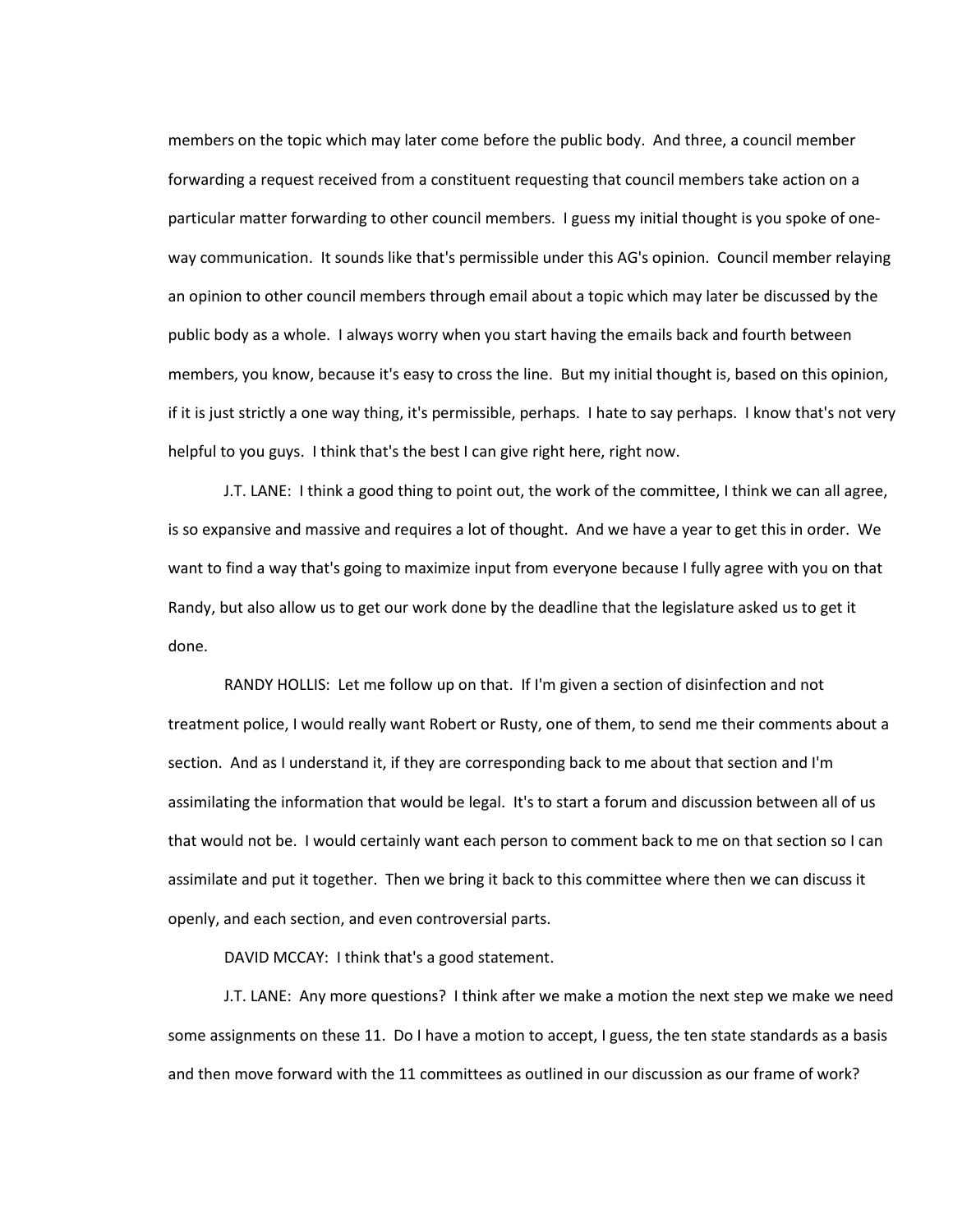members on the topic which may later come before the public body. And three, a council member forwarding a request received from a constituent requesting that council members take action on a particular matter forwarding to other council members. I guess my initial thought is you spoke of one-way communication. It sounds like that's permissible under this AG's opinion. Council member relaying an opinion to other council members through email about a topic which may later be discussed by the public body as a whole. I always worry when you start having the emails back and fourth between members, you know, because it's easy to cross the line. But my initial thought is, based on this opinion, if it is just strictly a one way thing, it's permissible, perhaps. I hate to say perhaps. I know that's not very helpful to you guys. I think that's the best I can give right here, right now.

J.T. LANE: I think a good thing to point out, the work of the committee, I think we can all agree, is so expansive and massive and requires a lot of thought. And we have a year to get this in order. We want to find a way that's going to maximize input from everyone because I fully agree with you on that Randy, but also allow us to get our work done by the deadline that the legislature asked us to get it done.

RANDY HOLLIS: Let me follow up on that. If I'm given a section of disinfection and not treatment police, I would really want Robert or Rusty, one of them, to send me their comments about a section. And as I understand it, if they are corresponding back to me about that section and I'm assimilating the information that would be legal. It's to start a forum and discussion between all of us that would not be. I would certainly want each person to comment back to me on that section so I can assimilate and put it together. Then we bring it back to this committee where then we can discuss it openly, and each section, and even controversial parts.

DAVID MCCAY: I think that's a good statement.

J.T. LANE: Any more questions? I think after we make a motion the next step we make we need some assignments on these 11. Do I have a motion to accept, I guess, the ten state standards as a basis and then move forward with the 11 committees as outlined in our discussion as our frame of work?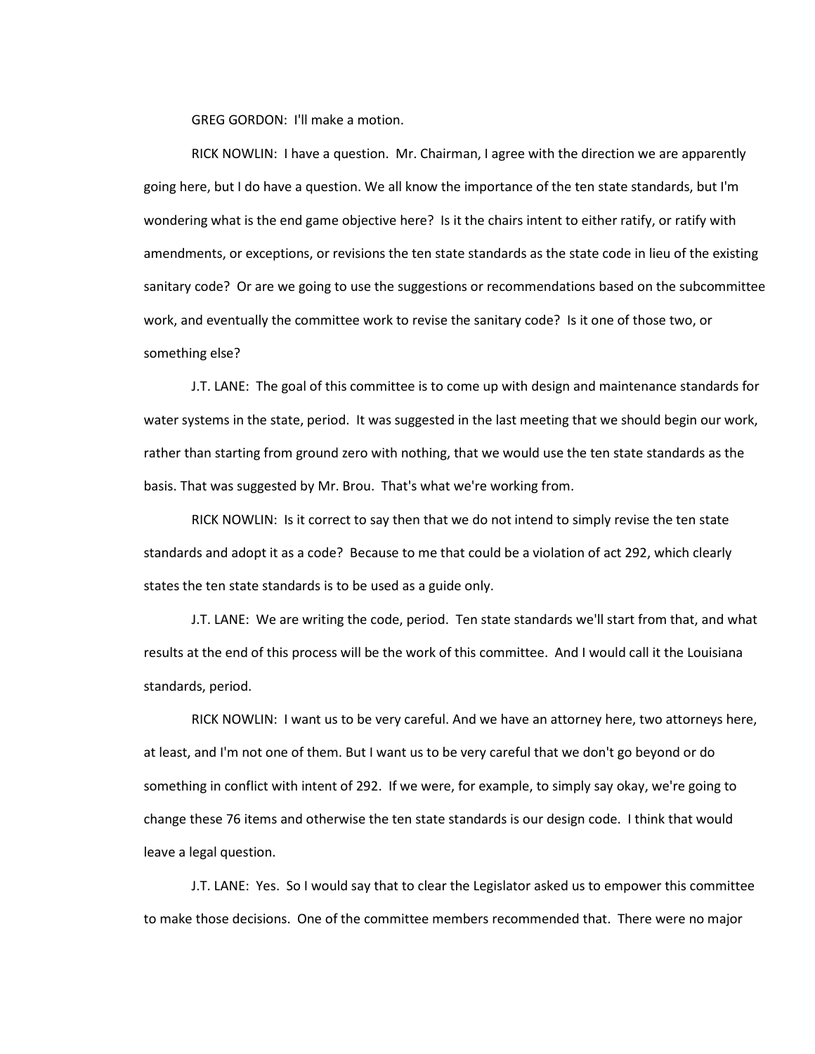GREG GORDON: I'll make a motion.

RICK NOWLIN: I have a question. Mr. Chairman, I agree with the direction we are apparently going here, but I do have a question. We all know the importance of the ten state standards, but I'm wondering what is the end game objective here? Is it the chairs intent to either ratify, or ratify with amendments, or exceptions, or revisions the ten state standards as the state code in lieu of the existing sanitary code? Or are we going to use the suggestions or recommendations based on the subcommittee work, and eventually the committee work to revise the sanitary code? Is it one of those two, or something else?

J.T. LANE: The goal of this committee is to come up with design and maintenance standards for water systems in the state, period. It was suggested in the last meeting that we should begin our work, rather than starting from ground zero with nothing, that we would use the ten state standards as the basis. That was suggested by Mr. Brou. That's what we're working from.

RICK NOWLIN: Is it correct to say then that we do not intend to simply revise the ten state standards and adopt it as a code? Because to me that could be a violation of act 292, which clearly states the ten state standards is to be used as a guide only.

J.T. LANE: We are writing the code, period. Ten state standards we'll start from that, and what results at the end of this process will be the work of this committee. And I would call it the Louisiana standards, period.

RICK NOWLIN: I want us to be very careful. And we have an attorney here, two attorneys here, at least, and I'm not one of them. But I want us to be very careful that we don't go beyond or do something in conflict with intent of 292. If we were, for example, to simply say okay, we're going to change these 76 items and otherwise the ten state standards is our design code. I think that would leave a legal question.

J.T. LANE: Yes. So I would say that to clear the Legislator asked us to empower this committee to make those decisions. One of the committee members recommended that. There were no major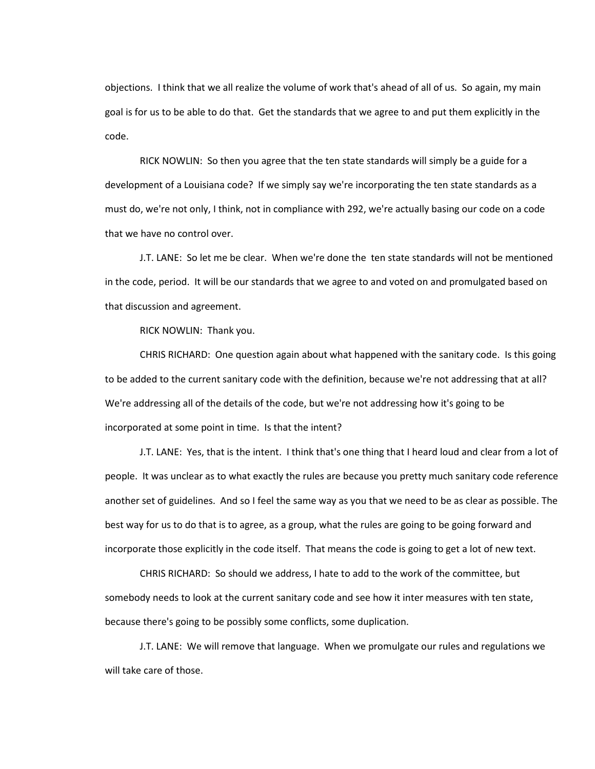objections. I think that we all realize the volume of work that's ahead of all of us. So again, my main goal is for us to be able to do that. Get the standards that we agree to and put them explicitly in the code.

RICK NOWLIN: So then you agree that the ten state standards will simply be a guide for a development of a Louisiana code? If we simply say we're incorporating the ten state standards as a must do, we're not only, I think, not in compliance with 292, we're actually basing our code on a code that we have no control over.

J.T. LANE: So let me be clear. When we're done the ten state standards will not be mentioned in the code, period. It will be our standards that we agree to and voted on and promulgated based on that discussion and agreement.

RICK NOWLIN: Thank you.

CHRIS RICHARD: One question again about what happened with the sanitary code. Is this going to be added to the current sanitary code with the definition, because we're not addressing that at all? We're addressing all of the details of the code, but we're not addressing how it's going to be incorporated at some point in time. Is that the intent?

J.T. LANE: Yes, that is the intent. I think that's one thing that I heard loud and clear from a lot of people. It was unclear as to what exactly the rules are because you pretty much sanitary code reference another set of guidelines. And so I feel the same way as you that we need to be as clear as possible. The best way for us to do that is to agree, as a group, what the rules are going to be going forward and incorporate those explicitly in the code itself. That means the code is going to get a lot of new text.

CHRIS RICHARD: So should we address, I hate to add to the work of the committee, but somebody needs to look at the current sanitary code and see how it inter measures with ten state, because there's going to be possibly some conflicts, some duplication.

J.T. LANE: We will remove that language. When we promulgate our rules and regulations we will take care of those.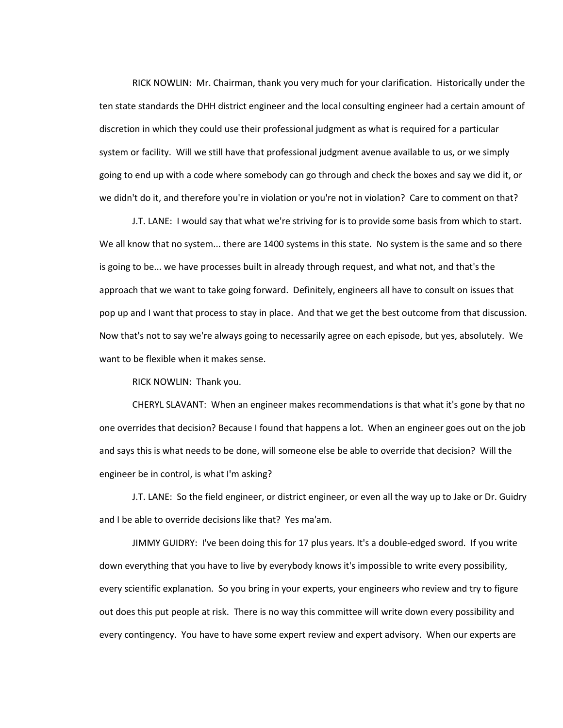RICK NOWLIN: Mr. Chairman, thank you very much for your clarification. Historically under the ten state standards the DHH district engineer and the local consulting engineer had a certain amount of discretion in which they could use their professional judgment as what is required for a particular system or facility. Will we still have that professional judgment avenue available to us, or we simply going to end up with a code where somebody can go through and check the boxes and say we did it, or we didn't do it, and therefore you're in violation or you're not in violation? Care to comment on that?

J.T. LANE: I would say that what we're striving for is to provide some basis from which to start. We all know that no system... there are 1400 systems in this state. No system is the same and so there is going to be... we have processes built in already through request, and what not, and that's the approach that we want to take going forward. Definitely, engineers all have to consult on issues that pop up and I want that process to stay in place. And that we get the best outcome from that discussion. Now that's not to say we're always going to necessarily agree on each episode, but yes, absolutely. We want to be flexible when it makes sense.

RICK NOWLIN: Thank you.

CHERYL SLAVANT: When an engineer makes recommendations is that what it's gone by that no one overrides that decision? Because I found that happens a lot. When an engineer goes out on the job and says this is what needs to be done, will someone else be able to override that decision? Will the engineer be in control, is what I'm asking?

J.T. LANE: So the field engineer, or district engineer, or even all the way up to Jake or Dr. Guidry and I be able to override decisions like that? Yes ma'am.

JIMMY GUIDRY: I've been doing this for 17 plus years. It's a double-edged sword. If you write down everything that you have to live by everybody knows it's impossible to write every possibility, every scientific explanation. So you bring in your experts, your engineers who review and try to figure out does this put people at risk. There is no way this committee will write down every possibility and every contingency. You have to have some expert review and expert advisory. When our experts are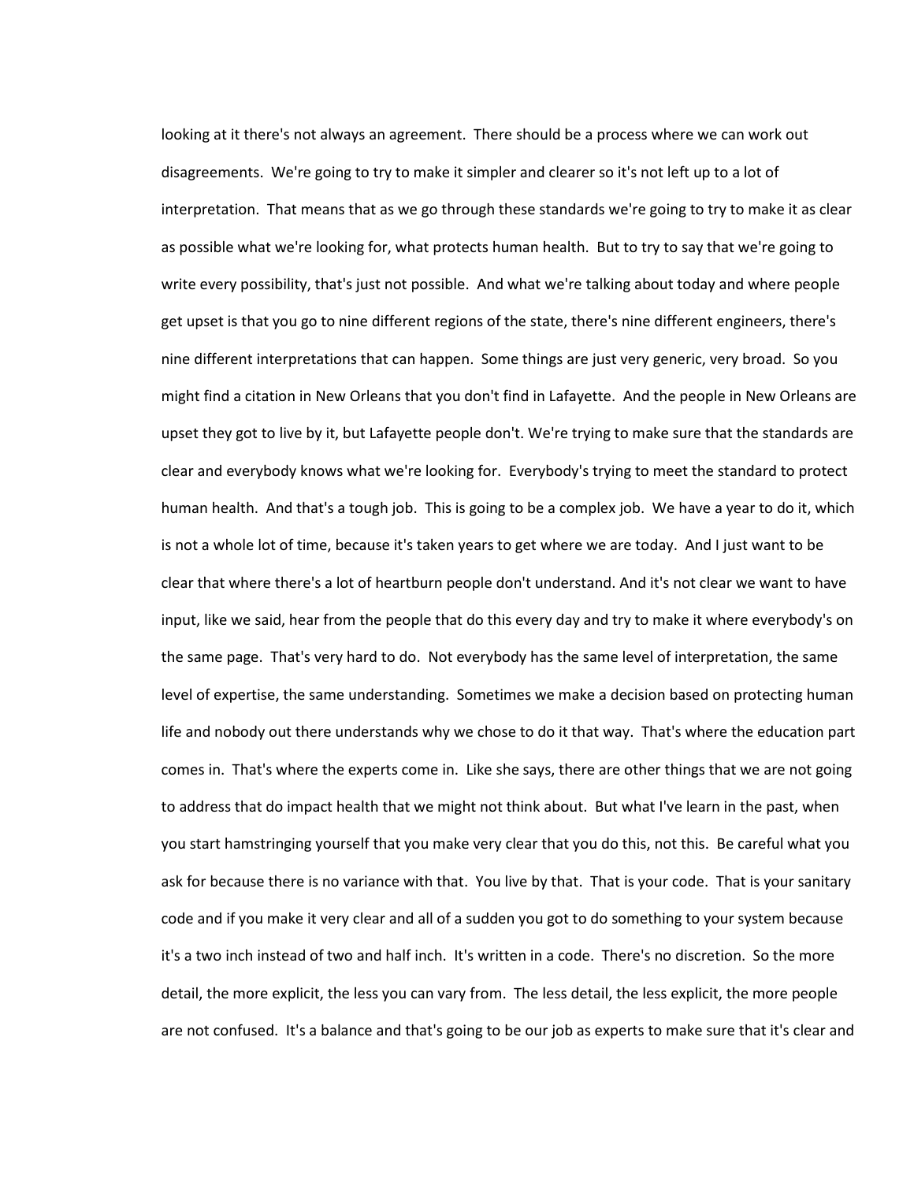looking at it there's not always an agreement. There should be a process where we can work out disagreements. We're going to try to make it simpler and clearer so it's not left up to a lot of interpretation. That means that as we go through these standards we're going to try to make it as clear as possible what we're looking for, what protects human health. But to try to say that we're going to write every possibility, that's just not possible. And what we're talking about today and where people get upset is that you go to nine different regions of the state, there's nine different engineers, there's nine different interpretations that can happen. Some things are just very generic, very broad. So you might find a citation in New Orleans that you don't find in Lafayette. And the people in New Orleans are upset they got to live by it, but Lafayette people don't. We're trying to make sure that the standards are clear and everybody knows what we're looking for. Everybody's trying to meet the standard to protect human health. And that's a tough job. This is going to be a complex job. We have a year to do it, which is not a whole lot of time, because it's taken years to get where we are today. And I just want to be clear that where there's a lot of heartburn people don't understand. And it's not clear we want to have input, like we said, hear from the people that do this every day and try to make it where everybody's on the same page. That's very hard to do. Not everybody has the same level of interpretation, the same level of expertise, the same understanding. Sometimes we make a decision based on protecting human life and nobody out there understands why we chose to do it that way. That's where the education part comes in. That's where the experts come in. Like she says, there are other things that we are not going to address that do impact health that we might not think about. But what I've learn in the past, when you start hamstringing yourself that you make very clear that you do this, not this. Be careful what you ask for because there is no variance with that. You live by that. That is your code. That is your sanitary code and if you make it very clear and all of a sudden you got to do something to your system because it's a two inch instead of two and half inch. It's written in a code. There's no discretion. So the more detail, the more explicit, the less you can vary from. The less detail, the less explicit, the more people are not confused. It's a balance and that's going to be our job as experts to make sure that it's clear and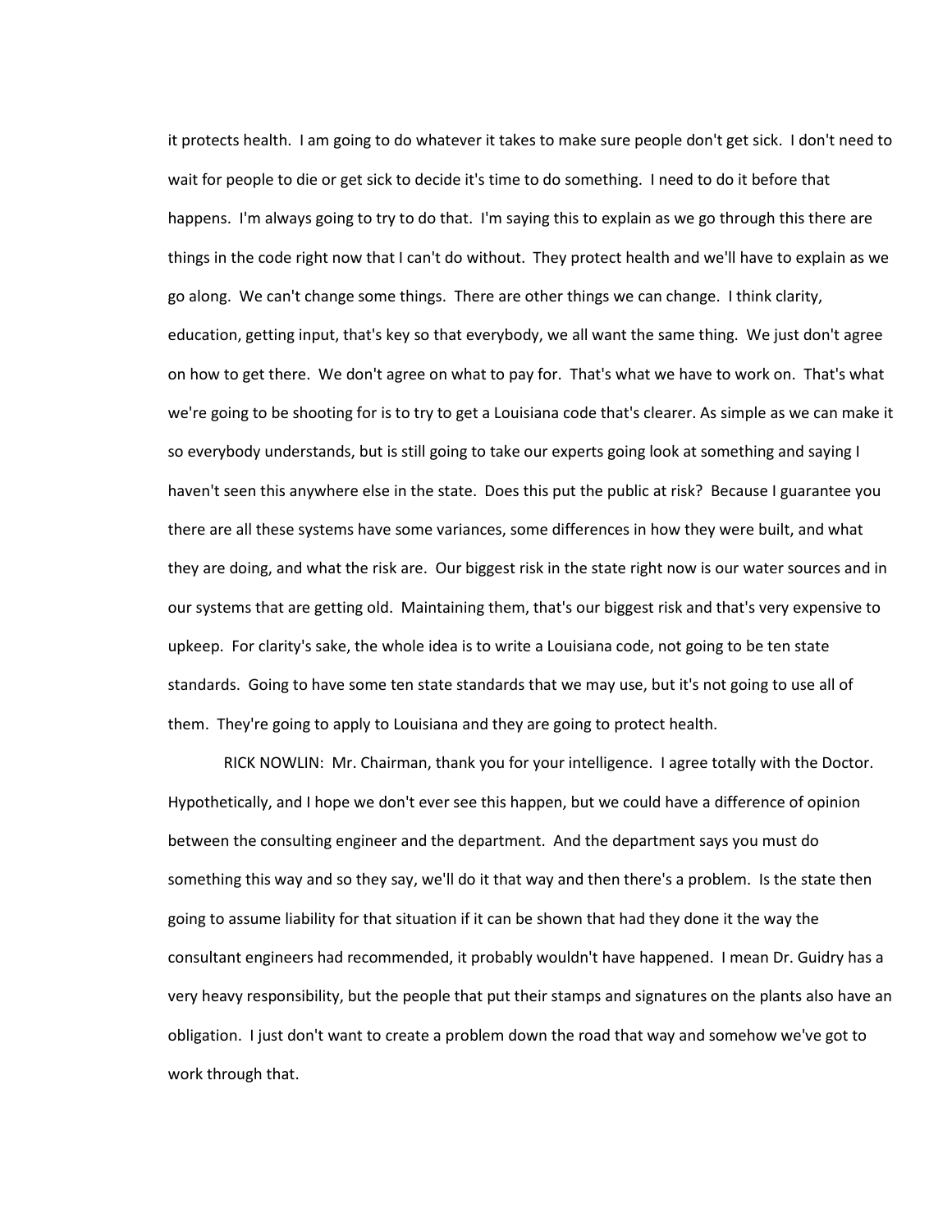it protects health. I am going to do whatever it takes to make sure people don't get sick. I don't need to wait for people to die or get sick to decide it's time to do something. I need to do it before that happens. I'm always going to try to do that. I'm saying this to explain as we go through this there are things in the code right now that I can't do without. They protect health and we'll have to explain as we go along. We can't change some things. There are other things we can change. I think clarity, education, getting input, that's key so that everybody, we all want the same thing. We just don't agree on how to get there. We don't agree on what to pay for. That's what we have to work on. That's what we're going to be shooting for is to try to get a Louisiana code that's clearer. As simple as we can make it so everybody understands, but is still going to take our experts going look at something and saying I haven't seen this anywhere else in the state. Does this put the public at risk? Because I guarantee you there are all these systems have some variances, some differences in how they were built, and what they are doing, and what the risk are. Our biggest risk in the state right now is our water sources and in our systems that are getting old. Maintaining them, that's our biggest risk and that's very expensive to upkeep. For clarity's sake, the whole idea is to write a Louisiana code, not going to be ten state standards. Going to have some ten state standards that we may use, but it's not going to use all of them. They're going to apply to Louisiana and they are going to protect health.

RICK NOWLIN: Mr. Chairman, thank you for your intelligence. I agree totally with the Doctor. Hypothetically, and I hope we don't ever see this happen, but we could have a difference of opinion between the consulting engineer and the department. And the department says you must do something this way and so they say, we'll do it that way and then there's a problem. Is the state then going to assume liability for that situation if it can be shown that had they done it the way the consultant engineers had recommended, it probably wouldn't have happened. I mean Dr. Guidry has a very heavy responsibility, but the people that put their stamps and signatures on the plants also have an obligation. I just don't want to create a problem down the road that way and somehow we've got to work through that.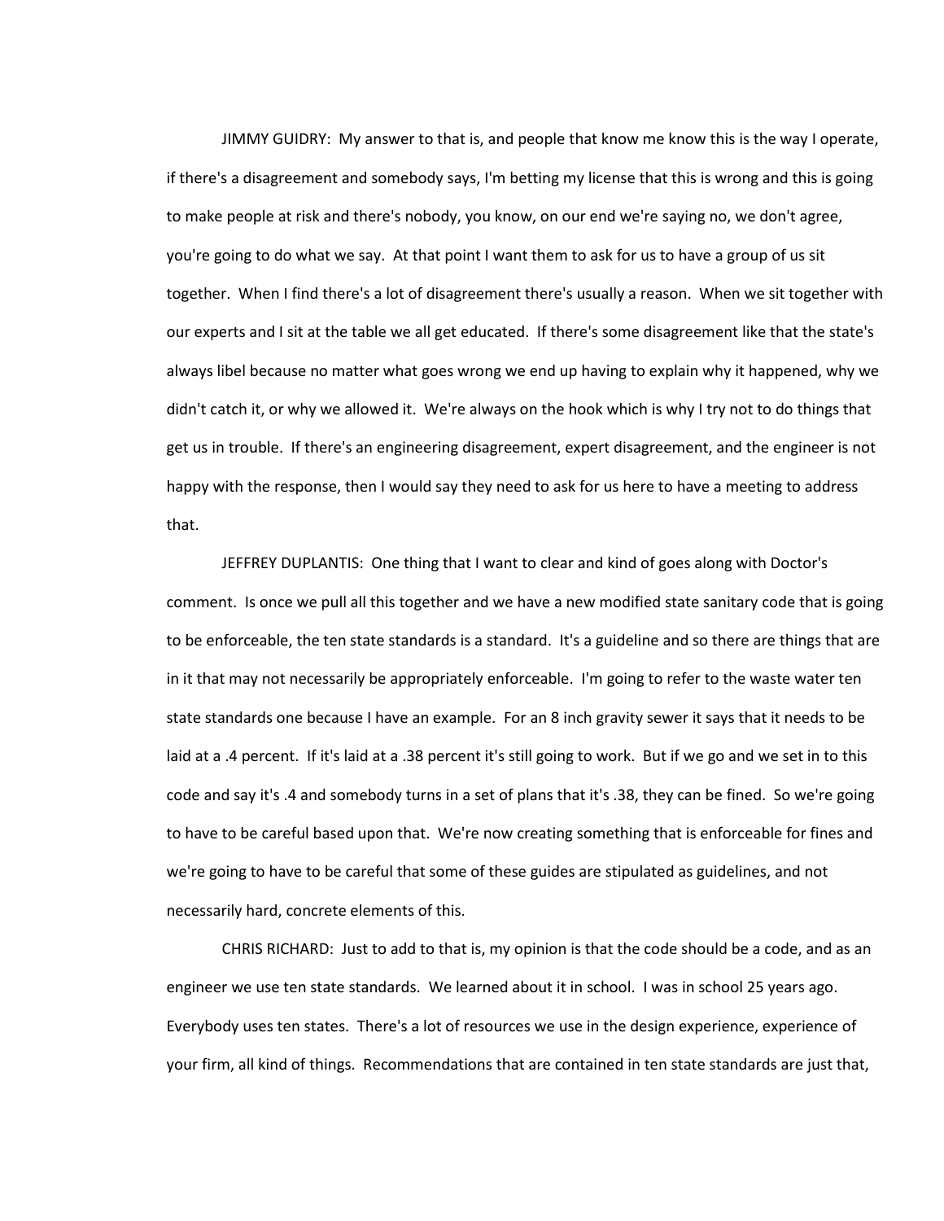JIMMY GUIDRY: My answer to that is, and people that know me know this is the way I operate, if there's a disagreement and somebody says, I'm betting my license that this is wrong and this is going to make people at risk and there's nobody, you know, on our end we're saying no, we don't agree, you're going to do what we say. At that point I want them to ask for us to have a group of us sit together. When I find there's a lot of disagreement there's usually a reason. When we sit together with our experts and I sit at the table we all get educated. If there's some disagreement like that the state's always libel because no matter what goes wrong we end up having to explain why it happened, why we didn't catch it, or why we allowed it. We're always on the hook which is why I try not to do things that get us in trouble. If there's an engineering disagreement, expert disagreement, and the engineer is not happy with the response, then I would say they need to ask for us here to have a meeting to address that.

JEFFREY DUPLANTIS: One thing that I want to clear and kind of goes along with Doctor's comment. Is once we pull all this together and we have a new modified state sanitary code that is going to be enforceable, the ten state standards is a standard. It's a guideline and so there are things that are in it that may not necessarily be appropriately enforceable. I'm going to refer to the waste water ten state standards one because I have an example. For an 8 inch gravity sewer it says that it needs to be laid at a .4 percent. If it's laid at a .38 percent it's still going to work. But if we go and we set in to this code and say it's .4 and somebody turns in a set of plans that it's .38, they can be fined. So we're going to have to be careful based upon that. We're now creating something that is enforceable for fines and we're going to have to be careful that some of these guides are stipulated as guidelines, and not necessarily hard, concrete elements of this.

CHRIS RICHARD: Just to add to that is, my opinion is that the code should be a code, and as an engineer we use ten state standards. We learned about it in school. I was in school 25 years ago. Everybody uses ten states. There's a lot of resources we use in the design experience, experience of your firm, all kind of things. Recommendations that are contained in ten state standards are just that,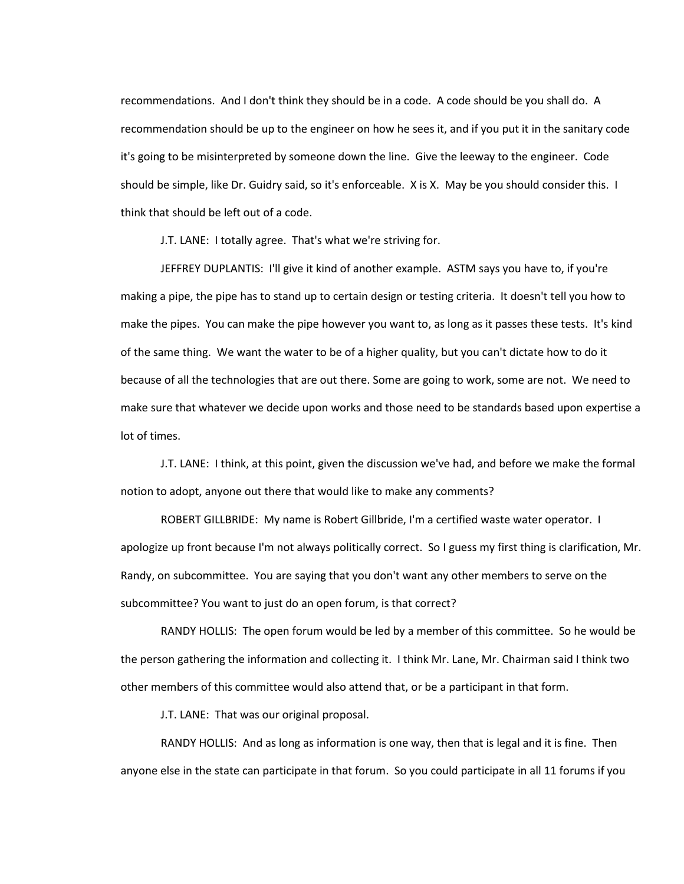recommendations. And I don't think they should be in a code. A code should be you shall do. A recommendation should be up to the engineer on how he sees it, and if you put it in the sanitary code it's going to be misinterpreted by someone down the line. Give the leeway to the engineer. Code should be simple, like Dr. Guidry said, so it's enforceable. X is X. May be you should consider this. I think that should be left out of a code.

J.T. LANE: I totally agree. That's what we're striving for.

JEFFREY DUPLANTIS: I'll give it kind of another example. ASTM says you have to, if you're making a pipe, the pipe has to stand up to certain design or testing criteria. It doesn't tell you how to make the pipes. You can make the pipe however you want to, as long as it passes these tests. It's kind of the same thing. We want the water to be of a higher quality, but you can't dictate how to do it because of all the technologies that are out there. Some are going to work, some are not. We need to make sure that whatever we decide upon works and those need to be standards based upon expertise a lot of times.

J.T. LANE: I think, at this point, given the discussion we've had, and before we make the formal notion to adopt, anyone out there that would like to make any comments?

ROBERT GILLBRIDE: My name is Robert Gillbride, I'm a certified waste water operator. I apologize up front because I'm not always politically correct. So I guess my first thing is clarification, Mr. Randy, on subcommittee. You are saying that you don't want any other members to serve on the subcommittee? You want to just do an open forum, is that correct?

RANDY HOLLIS: The open forum would be led by a member of this committee. So he would be the person gathering the information and collecting it. I think Mr. Lane, Mr. Chairman said I think two other members of this committee would also attend that, or be a participant in that form.

J.T. LANE: That was our original proposal.

RANDY HOLLIS: And as long as information is one way, then that is legal and it is fine. Then anyone else in the state can participate in that forum. So you could participate in all 11 forums if you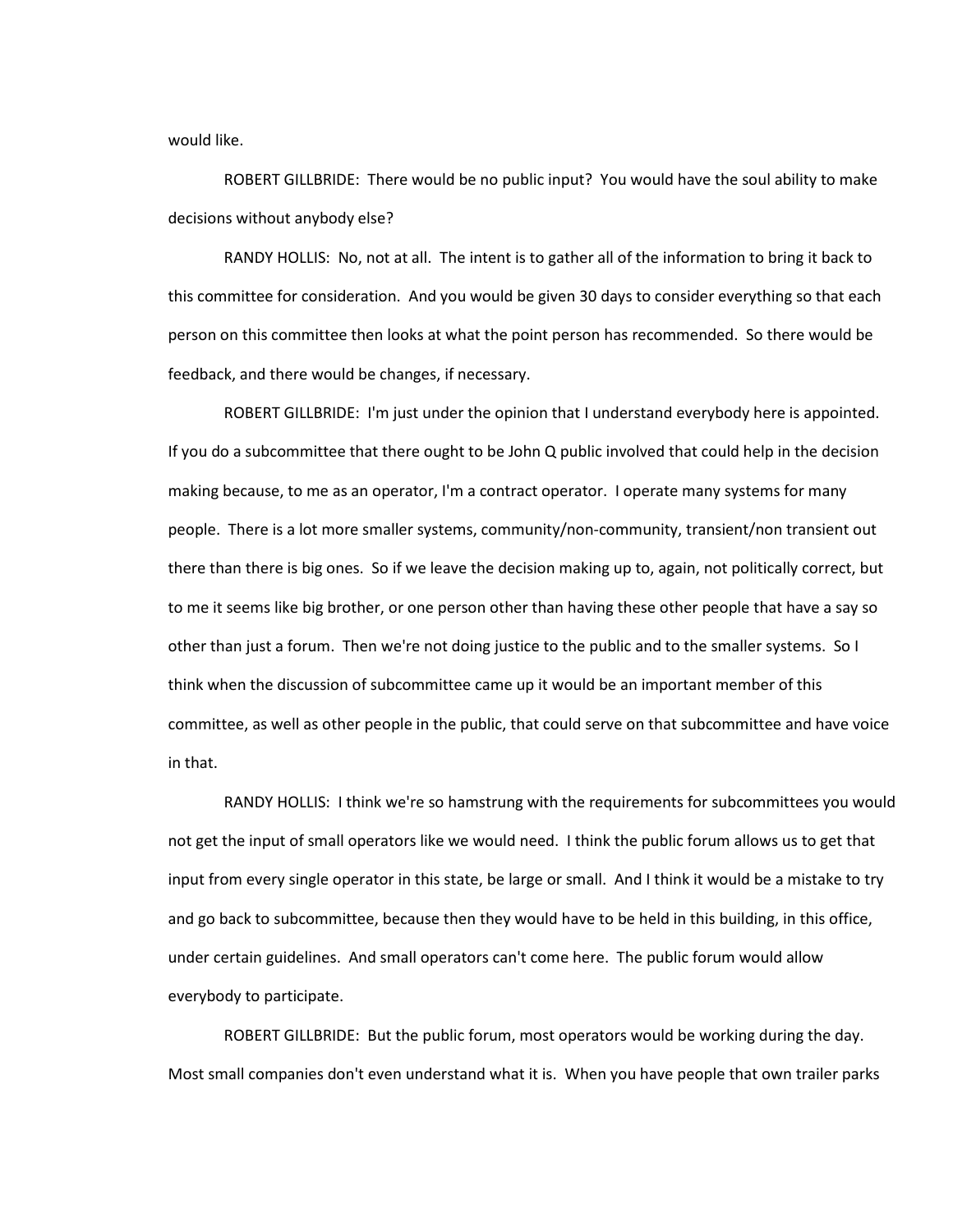would like.

ROBERT GILLBRIDE: There would be no public input? You would have the soul ability to make decisions without anybody else?

RANDY HOLLIS: No, not at all. The intent is to gather all of the information to bring it back to this committee for consideration. And you would be given 30 days to consider everything so that each person on this committee then looks at what the point person has recommended. So there would be feedback, and there would be changes, if necessary.

ROBERT GILLBRIDE: I'm just under the opinion that I understand everybody here is appointed. If you do a subcommittee that there ought to be John Q public involved that could help in the decision making because, to me as an operator, I'm a contract operator. I operate many systems for many people. There is a lot more smaller systems, community/non-community, transient/non transient out there than there is big ones. So if we leave the decision making up to, again, not politically correct, but to me it seems like big brother, or one person other than having these other people that have a say so other than just a forum. Then we're not doing justice to the public and to the smaller systems. So I think when the discussion of subcommittee came up it would be an important member of this committee, as well as other people in the public, that could serve on that subcommittee and have voice in that.

RANDY HOLLIS: I think we're so hamstrung with the requirements for subcommittees you would not get the input of small operators like we would need. I think the public forum allows us to get that input from every single operator in this state, be large or small. And I think it would be a mistake to try and go back to subcommittee, because then they would have to be held in this building, in this office, under certain guidelines. And small operators can't come here. The public forum would allow everybody to participate.

ROBERT GILLBRIDE: But the public forum, most operators would be working during the day. Most small companies don't even understand what it is. When you have people that own trailer parks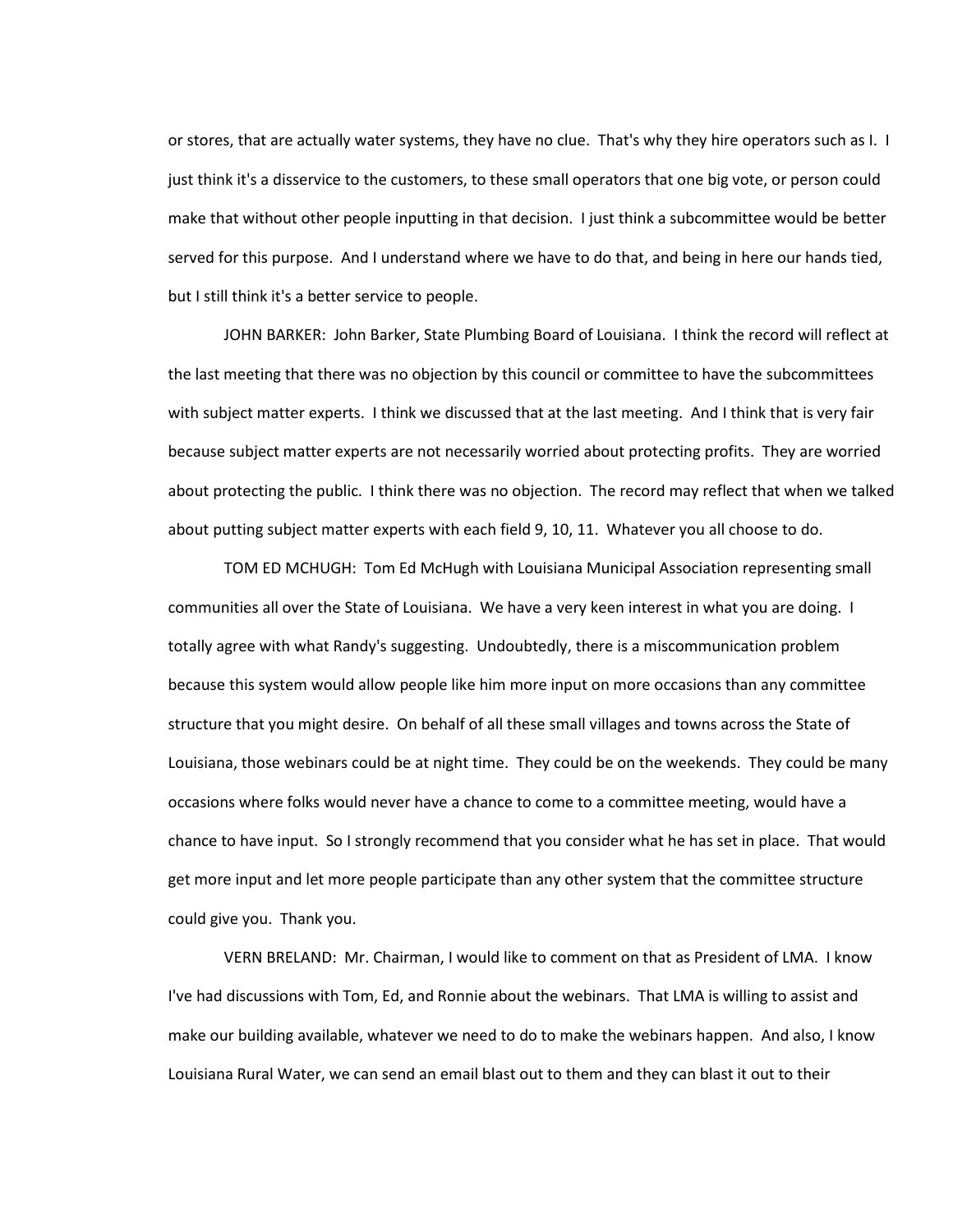or stores, that are actually water systems, they have no clue. That's why they hire operators such as I. I just think it's a disservice to the customers, to these small operators that one big vote, or person could make that without other people inputting in that decision. I just think a subcommittee would be better served for this purpose. And I understand where we have to do that, and being in here our hands tied, but I still think it's a better service to people.

JOHN BARKER: John Barker, State Plumbing Board of Louisiana. I think the record will reflect at the last meeting that there was no objection by this council or committee to have the subcommittees with subject matter experts. I think we discussed that at the last meeting. And I think that is very fair because subject matter experts are not necessarily worried about protecting profits. They are worried about protecting the public. I think there was no objection. The record may reflect that when we talked about putting subject matter experts with each field 9, 10, 11. Whatever you all choose to do.

TOM ED MCHUGH: Tom Ed McHugh with Louisiana Municipal Association representing small communities all over the State of Louisiana. We have a very keen interest in what you are doing. I totally agree with what Randy's suggesting. Undoubtedly, there is a miscommunication problem because this system would allow people like him more input on more occasions than any committee structure that you might desire. On behalf of all these small villages and towns across the State of Louisiana, those webinars could be at night time. They could be on the weekends. They could be many occasions where folks would never have a chance to come to a committee meeting, would have a chance to have input. So I strongly recommend that you consider what he has set in place. That would get more input and let more people participate than any other system that the committee structure could give you. Thank you.

VERN BRELAND: Mr. Chairman, I would like to comment on that as President of LMA. I know I've had discussions with Tom, Ed, and Ronnie about the webinars. That LMA is willing to assist and make our building available, whatever we need to do to make the webinars happen. And also, I know Louisiana Rural Water, we can send an email blast out to them and they can blast it out to their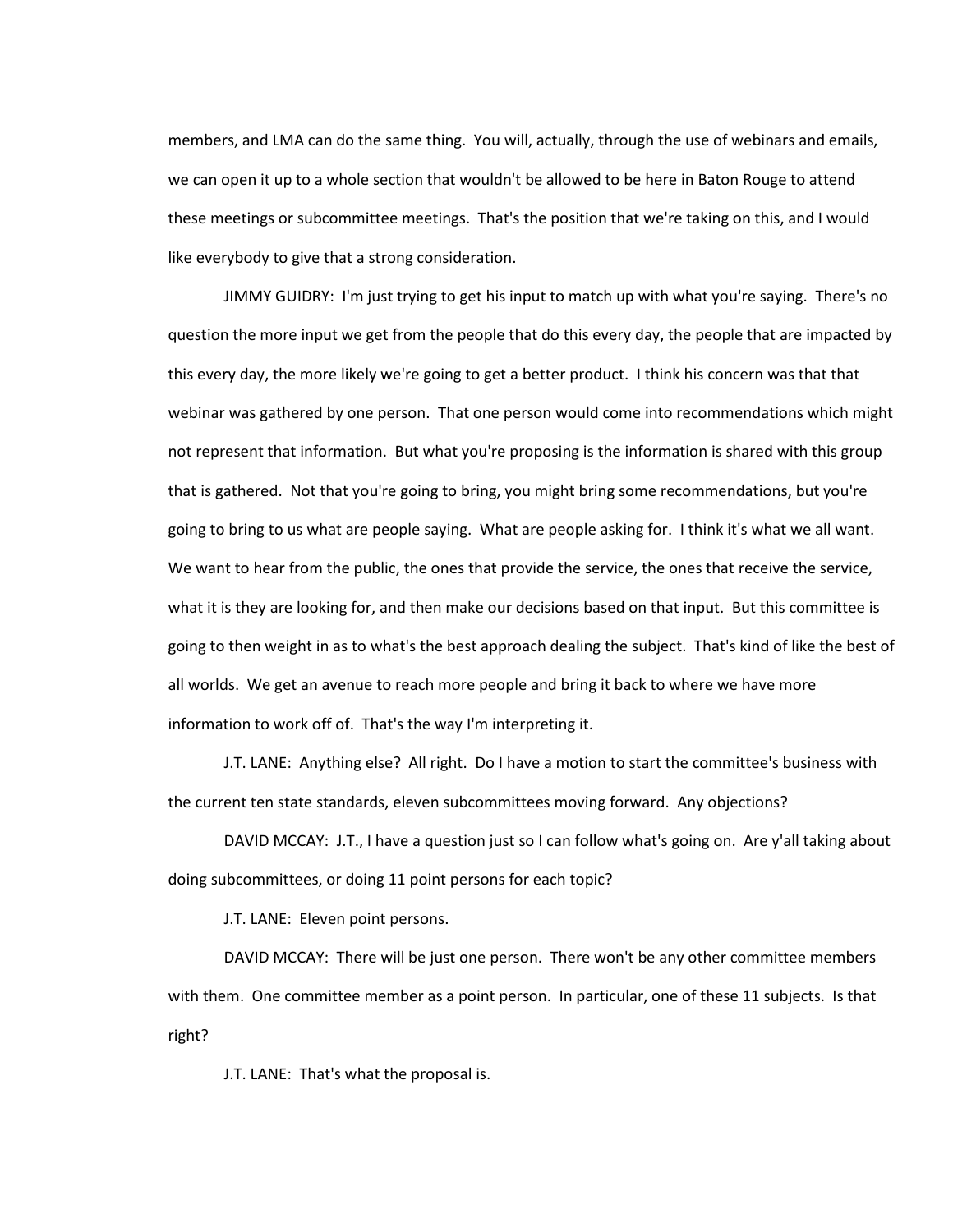members, and LMA can do the same thing. You will, actually, through the use of webinars and emails, we can open it up to a whole section that wouldn't be allowed to be here in Baton Rouge to attend these meetings or subcommittee meetings. That's the position that we're taking on this, and I would like everybody to give that a strong consideration.

JIMMY GUIDRY: I'm just trying to get his input to match up with what you're saying. There's no question the more input we get from the people that do this every day, the people that are impacted by this every day, the more likely we're going to get a better product. I think his concern was that that webinar was gathered by one person. That one person would come into recommendations which might not represent that information. But what you're proposing is the information is shared with this group that is gathered. Not that you're going to bring, you might bring some recommendations, but you're going to bring to us what are people saying. What are people asking for. I think it's what we all want. We want to hear from the public, the ones that provide the service, the ones that receive the service, what it is they are looking for, and then make our decisions based on that input. But this committee is going to then weight in as to what's the best approach dealing the subject. That's kind of like the best of all worlds. We get an avenue to reach more people and bring it back to where we have more information to work off of. That's the way I'm interpreting it.

J.T. LANE: Anything else? All right. Do I have a motion to start the committee's business with the current ten state standards, eleven subcommittees moving forward. Any objections?

DAVID MCCAY: J.T., I have a question just so I can follow what's going on. Are y'all taking about doing subcommittees, or doing 11 point persons for each topic?

J.T. LANE: Eleven point persons.

DAVID MCCAY: There will be just one person. There won't be any other committee members with them. One committee member as a point person. In particular, one of these 11 subjects. Is that right?

J.T. LANE: That's what the proposal is.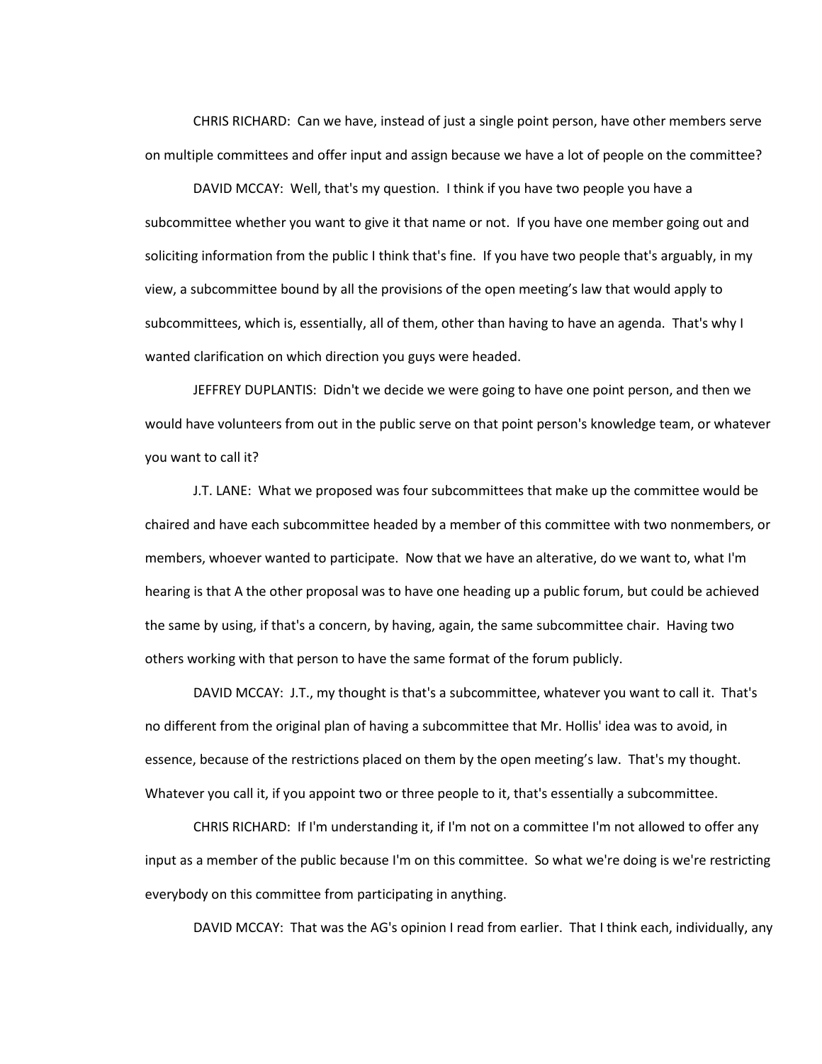CHRIS RICHARD: Can we have, instead of just a single point person, have other members serve on multiple committees and offer input and assign because we have a lot of people on the committee?

DAVID MCCAY: Well, that's my question. I think if you have two people you have a subcommittee whether you want to give it that name or not. If you have one member going out and soliciting information from the public I think that's fine. If you have two people that's arguably, in my view, a subcommittee bound by all the provisions of the open meeting's law that would apply to subcommittees, which is, essentially, all of them, other than having to have an agenda. That's why I wanted clarification on which direction you guys were headed.

JEFFREY DUPLANTIS: Didn't we decide we were going to have one point person, and then we would have volunteers from out in the public serve on that point person's knowledge team, or whatever you want to call it?

J.T. LANE: What we proposed was four subcommittees that make up the committee would be chaired and have each subcommittee headed by a member of this committee with two nonmembers, or members, whoever wanted to participate. Now that we have an alterative, do we want to, what I'm hearing is that A the other proposal was to have one heading up a public forum, but could be achieved the same by using, if that's a concern, by having, again, the same subcommittee chair. Having two others working with that person to have the same format of the forum publicly.

DAVID MCCAY: J.T., my thought is that's a subcommittee, whatever you want to call it. That's no different from the original plan of having a subcommittee that Mr. Hollis' idea was to avoid, in essence, because of the restrictions placed on them by the open meeting's law. That's my thought. Whatever you call it, if you appoint two or three people to it, that's essentially a subcommittee.

CHRIS RICHARD: If I'm understanding it, if I'm not on a committee I'm not allowed to offer any input as a member of the public because I'm on this committee. So what we're doing is we're restricting everybody on this committee from participating in anything.

DAVID MCCAY: That was the AG's opinion I read from earlier. That I think each, individually, any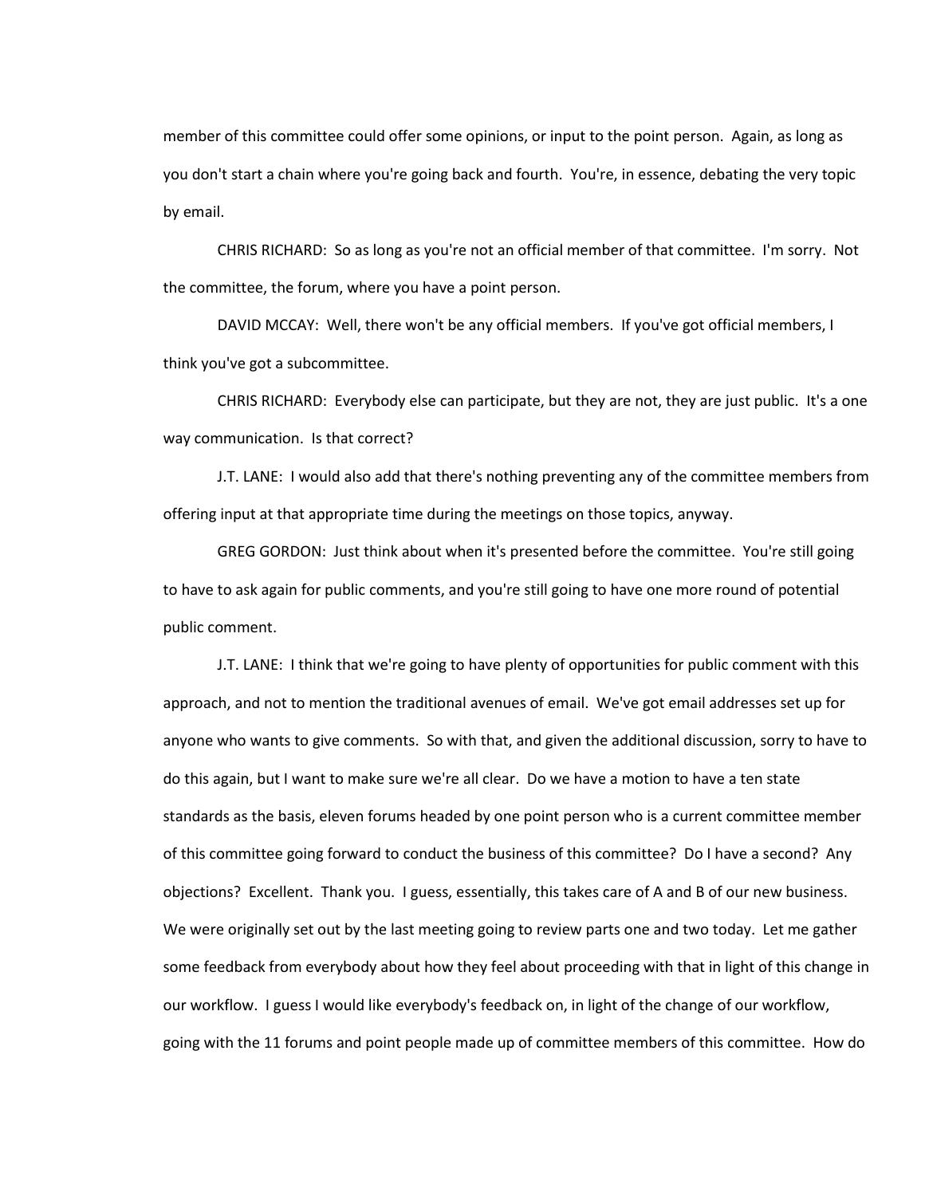member of this committee could offer some opinions, or input to the point person. Again, as long as you don't start a chain where you're going back and fourth. You're, in essence, debating the very topic by email.

CHRIS RICHARD: So as long as you're not an official member of that committee. I'm sorry. Not the committee, the forum, where you have a point person.

DAVID MCCAY: Well, there won't be any official members. If you've got official members, I think you've got a subcommittee.

CHRIS RICHARD: Everybody else can participate, but they are not, they are just public. It's a one way communication. Is that correct?

J.T. LANE: I would also add that there's nothing preventing any of the committee members from offering input at that appropriate time during the meetings on those topics, anyway.

GREG GORDON: Just think about when it's presented before the committee. You're still going to have to ask again for public comments, and you're still going to have one more round of potential public comment.

J.T. LANE: I think that we're going to have plenty of opportunities for public comment with this approach, and not to mention the traditional avenues of email. We've got email addresses set up for anyone who wants to give comments. So with that, and given the additional discussion, sorry to have to do this again, but I want to make sure we're all clear. Do we have a motion to have a ten state standards as the basis, eleven forums headed by one point person who is a current committee member of this committee going forward to conduct the business of this committee? Do I have a second? Any objections? Excellent. Thank you. I guess, essentially, this takes care of A and B of our new business. We were originally set out by the last meeting going to review parts one and two today. Let me gather some feedback from everybody about how they feel about proceeding with that in light of this change in our workflow. I guess I would like everybody's feedback on, in light of the change of our workflow, going with the 11 forums and point people made up of committee members of this committee. How do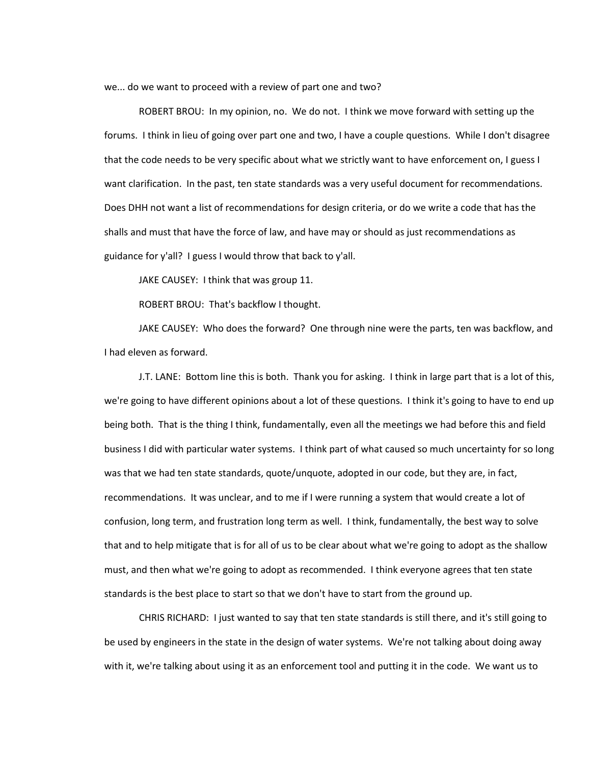we... do we want to proceed with a review of part one and two?

ROBERT BROU: In my opinion, no. We do not. I think we move forward with setting up the forums. I think in lieu of going over part one and two, I have a couple questions. While I don't disagree that the code needs to be very specific about what we strictly want to have enforcement on, I guess I want clarification. In the past, ten state standards was a very useful document for recommendations. Does DHH not want a list of recommendations for design criteria, or do we write a code that has the shalls and must that have the force of law, and have may or should as just recommendations as guidance for y'all? I guess I would throw that back to y'all.

JAKE CAUSEY: I think that was group 11.

ROBERT BROU: That's backflow I thought.

JAKE CAUSEY: Who does the forward? One through nine were the parts, ten was backflow, and I had eleven as forward.

J.T. LANE: Bottom line this is both. Thank you for asking. I think in large part that is a lot of this, we're going to have different opinions about a lot of these questions. I think it's going to have to end up being both. That is the thing I think, fundamentally, even all the meetings we had before this and field business I did with particular water systems. I think part of what caused so much uncertainty for so long was that we had ten state standards, quote/unquote, adopted in our code, but they are, in fact, recommendations. It was unclear, and to me if I were running a system that would create a lot of confusion, long term, and frustration long term as well. I think, fundamentally, the best way to solve that and to help mitigate that is for all of us to be clear about what we're going to adopt as the shallow must, and then what we're going to adopt as recommended. I think everyone agrees that ten state standards is the best place to start so that we don't have to start from the ground up.

CHRIS RICHARD: I just wanted to say that ten state standards is still there, and it's still going to be used by engineers in the state in the design of water systems. We're not talking about doing away with it, we're talking about using it as an enforcement tool and putting it in the code. We want us to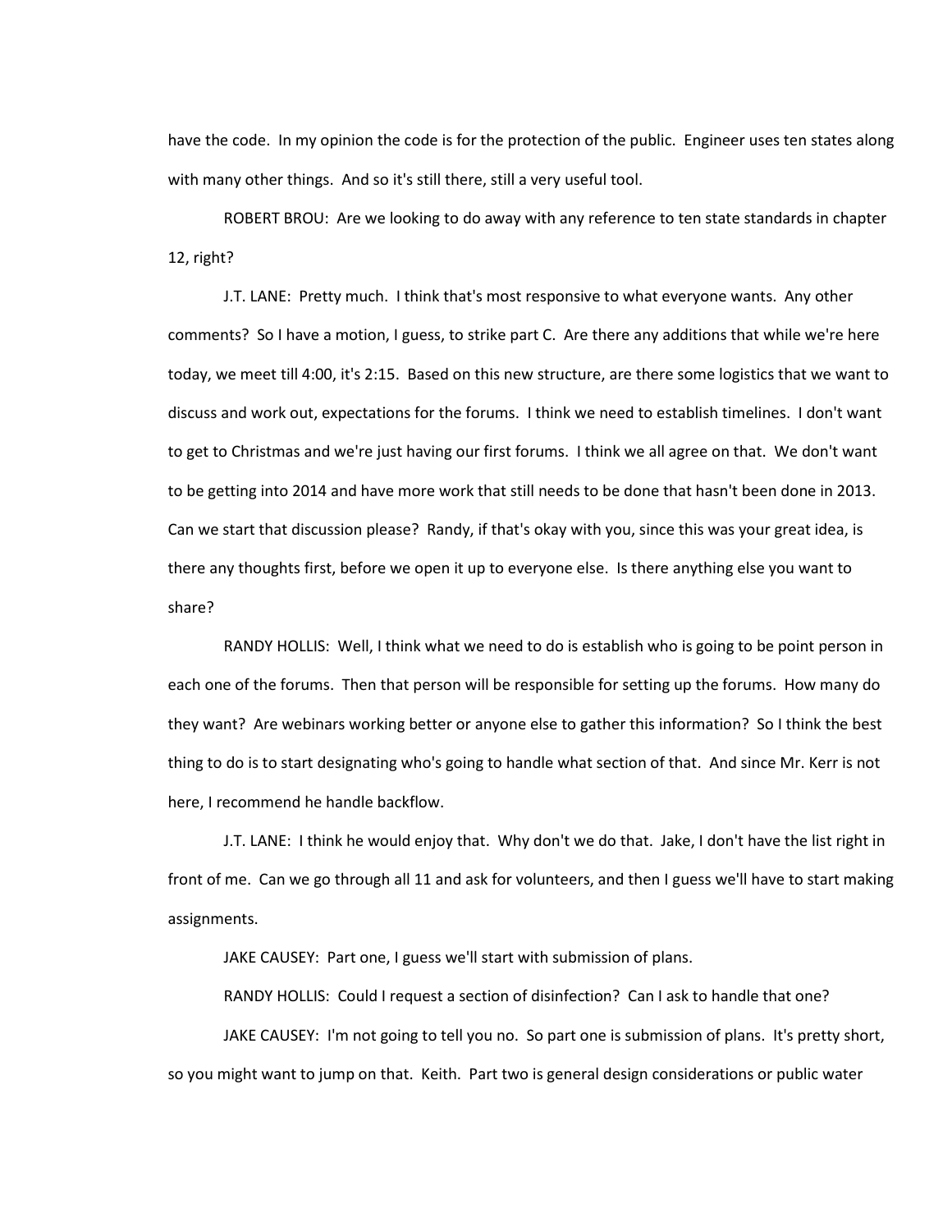have the code. In my opinion the code is for the protection of the public. Engineer uses ten states along with many other things. And so it's still there, still a very useful tool.

ROBERT BROU: Are we looking to do away with any reference to ten state standards in chapter 12, right?

J.T. LANE: Pretty much. I think that's most responsive to what everyone wants. Any other comments? So I have a motion, I guess, to strike part C. Are there any additions that while we're here today, we meet till 4:00, it's 2:15. Based on this new structure, are there some logistics that we want to discuss and work out, expectations for the forums. I think we need to establish timelines. I don't want to get to Christmas and we're just having our first forums. I think we all agree on that. We don't want to be getting into 2014 and have more work that still needs to be done that hasn't been done in 2013. Can we start that discussion please? Randy, if that's okay with you, since this was your great idea, is there any thoughts first, before we open it up to everyone else. Is there anything else you want to share?

RANDY HOLLIS: Well, I think what we need to do is establish who is going to be point person in each one of the forums. Then that person will be responsible for setting up the forums. How many do they want? Are webinars working better or anyone else to gather this information? So I think the best thing to do is to start designating who's going to handle what section of that. And since Mr. Kerr is not here, I recommend he handle backflow.

J.T. LANE: I think he would enjoy that. Why don't we do that. Jake, I don't have the list right in front of me. Can we go through all 11 and ask for volunteers, and then I guess we'll have to start making assignments.

JAKE CAUSEY: Part one, I guess we'll start with submission of plans.

RANDY HOLLIS: Could I request a section of disinfection? Can I ask to handle that one?

JAKE CAUSEY: I'm not going to tell you no. So part one is submission of plans. It's pretty short, so you might want to jump on that. Keith. Part two is general design considerations or public water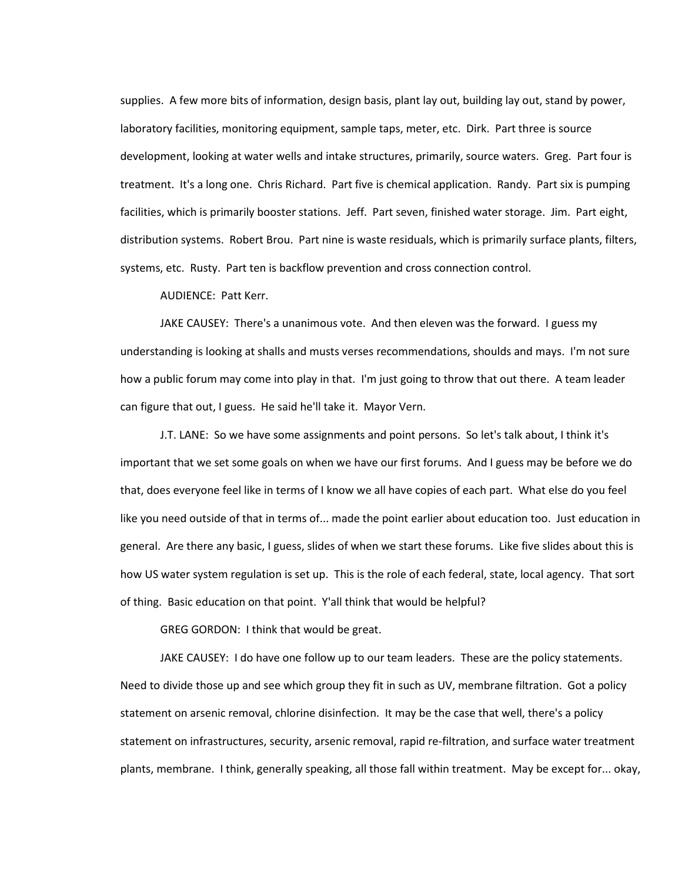supplies. A few more bits of information, design basis, plant lay out, building lay out, stand by power, laboratory facilities, monitoring equipment, sample taps, meter, etc. Dirk. Part three is source development, looking at water wells and intake structures, primarily, source waters. Greg. Part four is treatment. It's a long one. Chris Richard. Part five is chemical application. Randy. Part six is pumping facilities, which is primarily booster stations. Jeff. Part seven, finished water storage. Jim. Part eight, distribution systems. Robert Brou. Part nine is waste residuals, which is primarily surface plants, filters, systems, etc. Rusty. Part ten is backflow prevention and cross connection control.

AUDIENCE: Patt Kerr.

JAKE CAUSEY: There's a unanimous vote. And then eleven was the forward. I guess my understanding is looking at shalls and musts verses recommendations, shoulds and mays. I'm not sure how a public forum may come into play in that. I'm just going to throw that out there. A team leader can figure that out, I guess. He said he'll take it. Mayor Vern.

J.T. LANE: So we have some assignments and point persons. So let's talk about, I think it's important that we set some goals on when we have our first forums. And I guess may be before we do that, does everyone feel like in terms of I know we all have copies of each part. What else do you feel like you need outside of that in terms of... made the point earlier about education too. Just education in general. Are there any basic, I guess, slides of when we start these forums. Like five slides about this is how US water system regulation is set up. This is the role of each federal, state, local agency. That sort of thing. Basic education on that point. Y'all think that would be helpful?

GREG GORDON: I think that would be great.

JAKE CAUSEY: I do have one follow up to our team leaders. These are the policy statements. Need to divide those up and see which group they fit in such as UV, membrane filtration. Got a policy statement on arsenic removal, chlorine disinfection. It may be the case that well, there's a policy statement on infrastructures, security, arsenic removal, rapid re-filtration, and surface water treatment plants, membrane. I think, generally speaking, all those fall within treatment. May be except for... okay,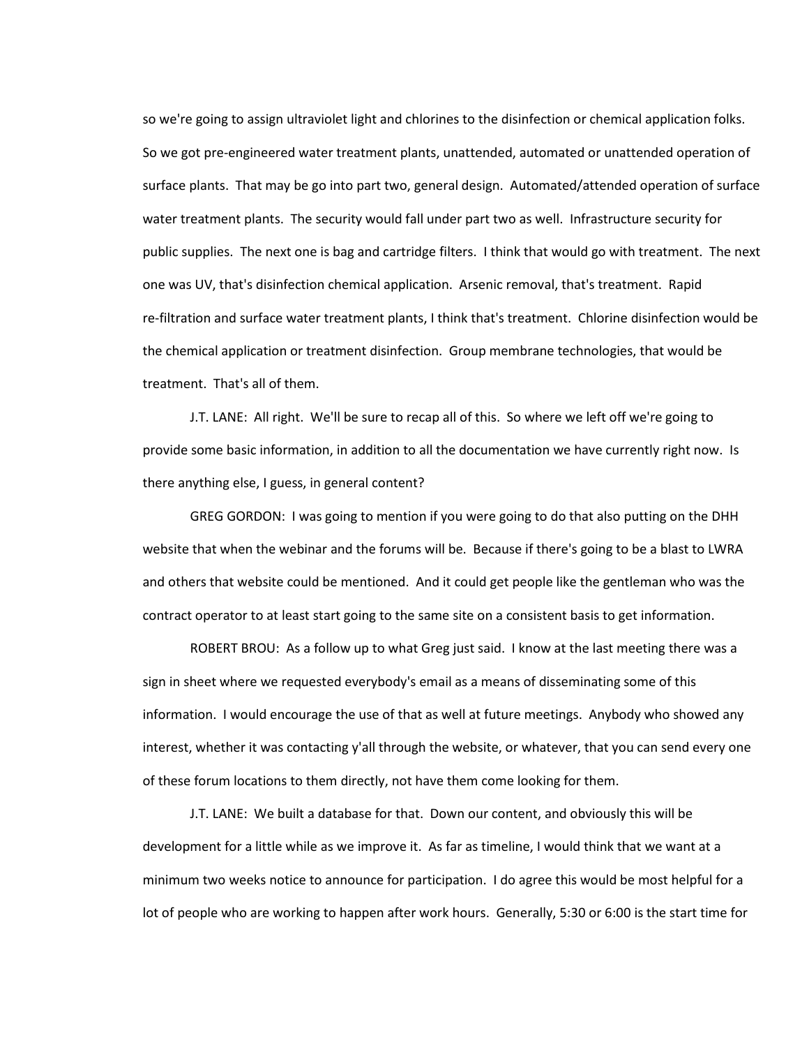so we're going to assign ultraviolet light and chlorines to the disinfection or chemical application folks. So we got pre-engineered water treatment plants, unattended, automated or unattended operation of surface plants. That may be go into part two, general design. Automated/attended operation of surface water treatment plants. The security would fall under part two as well. Infrastructure security for public supplies. The next one is bag and cartridge filters. I think that would go with treatment. The next one was UV, that's disinfection chemical application. Arsenic removal, that's treatment. Rapid re-filtration and surface water treatment plants, I think that's treatment. Chlorine disinfection would be the chemical application or treatment disinfection. Group membrane technologies, that would be treatment. That's all of them.

J.T. LANE: All right. We'll be sure to recap all of this. So where we left off we're going to provide some basic information, in addition to all the documentation we have currently right now. Is there anything else, I guess, in general content?

GREG GORDON: I was going to mention if you were going to do that also putting on the DHH website that when the webinar and the forums will be. Because if there's going to be a blast to LWRA and others that website could be mentioned. And it could get people like the gentleman who was the contract operator to at least start going to the same site on a consistent basis to get information.

ROBERT BROU: As a follow up to what Greg just said. I know at the last meeting there was a sign in sheet where we requested everybody's email as a means of disseminating some of this information. I would encourage the use of that as well at future meetings. Anybody who showed any interest, whether it was contacting y'all through the website, or whatever, that you can send every one of these forum locations to them directly, not have them come looking for them.

J.T. LANE: We built a database for that. Down our content, and obviously this will be development for a little while as we improve it. As far as timeline, I would think that we want at a minimum two weeks notice to announce for participation. I do agree this would be most helpful for a lot of people who are working to happen after work hours. Generally, 5:30 or 6:00 is the start time for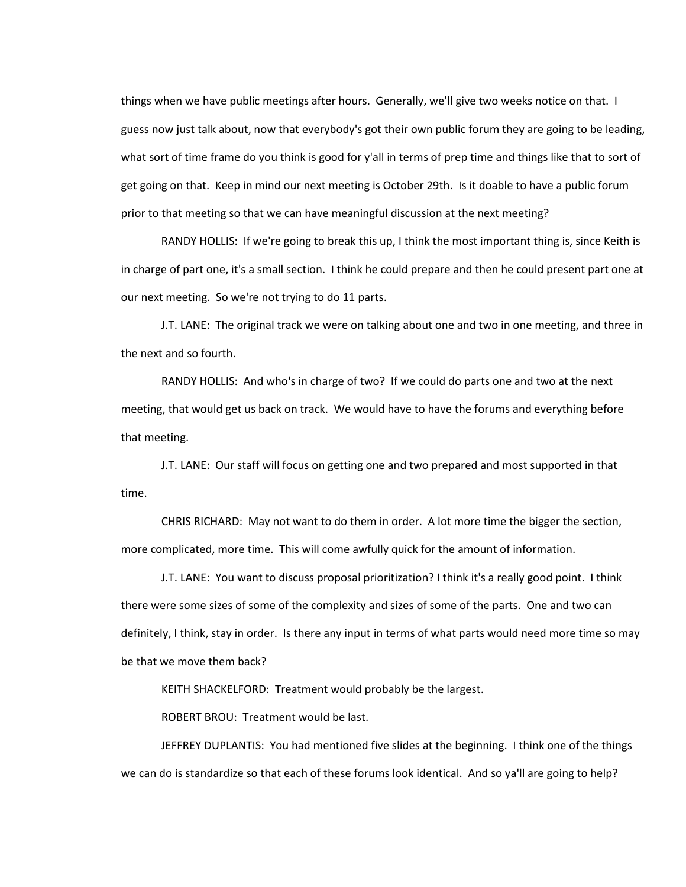things when we have public meetings after hours. Generally, we'll give two weeks notice on that. I guess now just talk about, now that everybody's got their own public forum they are going to be leading, what sort of time frame do you think is good for y'all in terms of prep time and things like that to sort of get going on that. Keep in mind our next meeting is October 29th. Is it doable to have a public forum prior to that meeting so that we can have meaningful discussion at the next meeting?

RANDY HOLLIS: If we're going to break this up, I think the most important thing is, since Keith is in charge of part one, it's a small section. I think he could prepare and then he could present part one at our next meeting. So we're not trying to do 11 parts.

J.T. LANE: The original track we were on talking about one and two in one meeting, and three in the next and so fourth.

RANDY HOLLIS: And who's in charge of two? If we could do parts one and two at the next meeting, that would get us back on track. We would have to have the forums and everything before that meeting.

J.T. LANE: Our staff will focus on getting one and two prepared and most supported in that time.

CHRIS RICHARD: May not want to do them in order. A lot more time the bigger the section, more complicated, more time. This will come awfully quick for the amount of information.

J.T. LANE: You want to discuss proposal prioritization? I think it's a really good point. I think there were some sizes of some of the complexity and sizes of some of the parts. One and two can definitely, I think, stay in order. Is there any input in terms of what parts would need more time so may be that we move them back?

KEITH SHACKELFORD: Treatment would probably be the largest.

ROBERT BROU: Treatment would be last.

JEFFREY DUPLANTIS: You had mentioned five slides at the beginning. I think one of the things we can do is standardize so that each of these forums look identical. And so ya'll are going to help?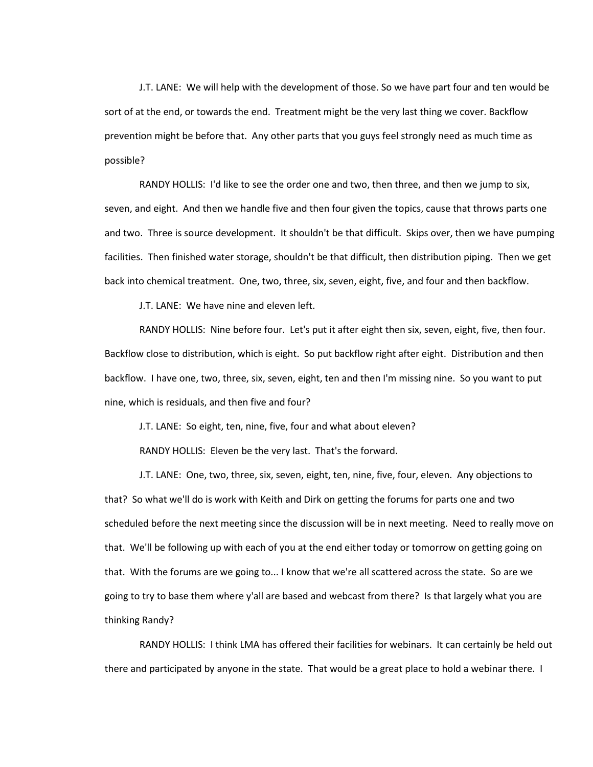J.T. LANE: We will help with the development of those. So we have part four and ten would be sort of at the end, or towards the end. Treatment might be the very last thing we cover. Backflow prevention might be before that. Any other parts that you guys feel strongly need as much time as possible?

RANDY HOLLIS: I'd like to see the order one and two, then three, and then we jump to six, seven, and eight. And then we handle five and then four given the topics, cause that throws parts one and two. Three is source development. It shouldn't be that difficult. Skips over, then we have pumping facilities. Then finished water storage, shouldn't be that difficult, then distribution piping. Then we get back into chemical treatment. One, two, three, six, seven, eight, five, and four and then backflow.

J.T. LANE: We have nine and eleven left.

RANDY HOLLIS: Nine before four. Let's put it after eight then six, seven, eight, five, then four. Backflow close to distribution, which is eight. So put backflow right after eight. Distribution and then backflow. I have one, two, three, six, seven, eight, ten and then I'm missing nine. So you want to put nine, which is residuals, and then five and four?

J.T. LANE: So eight, ten, nine, five, four and what about eleven?

RANDY HOLLIS: Eleven be the very last. That's the forward.

J.T. LANE: One, two, three, six, seven, eight, ten, nine, five, four, eleven. Any objections to that? So what we'll do is work with Keith and Dirk on getting the forums for parts one and two scheduled before the next meeting since the discussion will be in next meeting. Need to really move on that. We'll be following up with each of you at the end either today or tomorrow on getting going on that. With the forums are we going to... I know that we're all scattered across the state. So are we going to try to base them where y'all are based and webcast from there? Is that largely what you are thinking Randy?

RANDY HOLLIS: I think LMA has offered their facilities for webinars. It can certainly be held out there and participated by anyone in the state. That would be a great place to hold a webinar there. I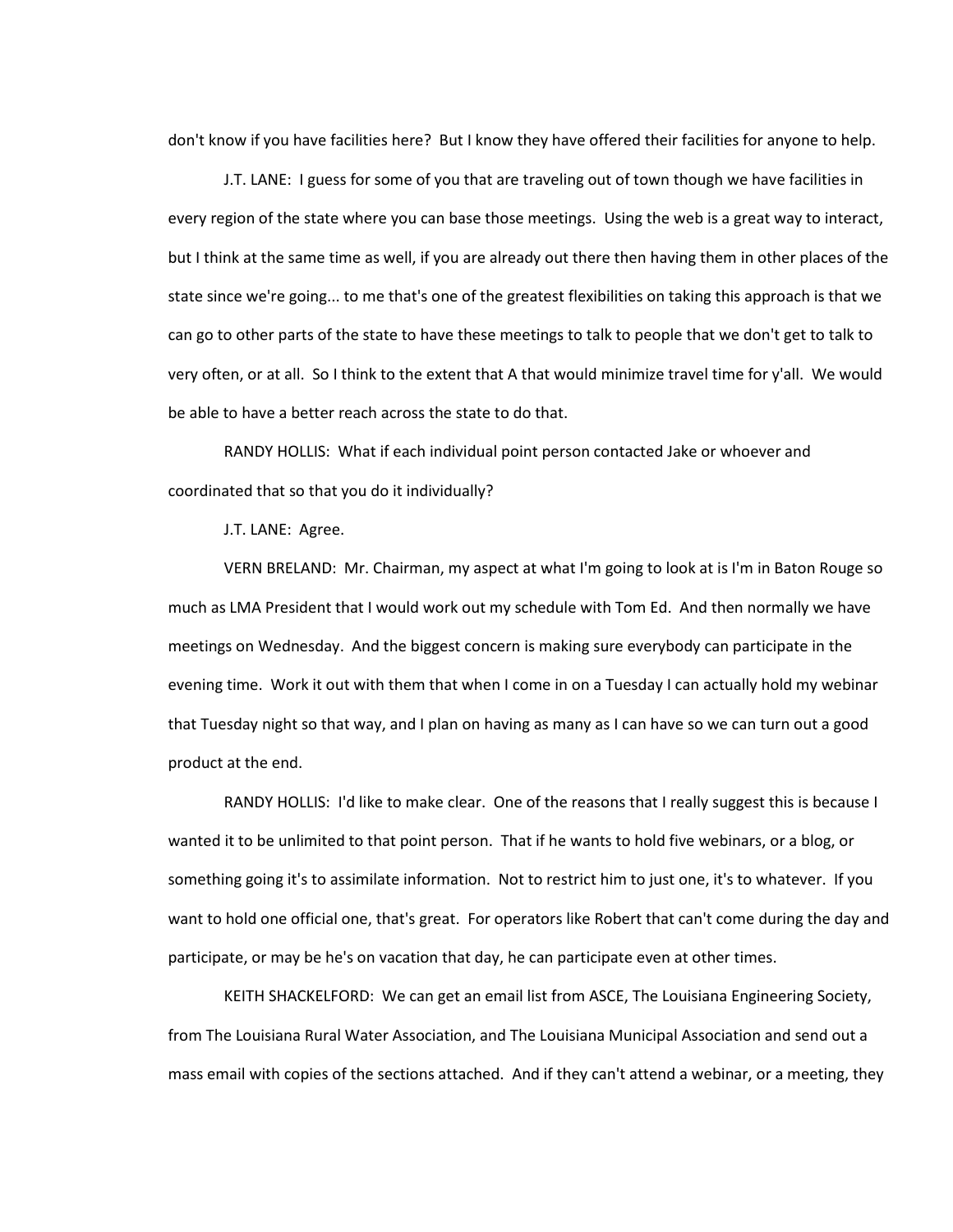don't know if you have facilities here? But I know they have offered their facilities for anyone to help.

J.T. LANE: I guess for some of you that are traveling out of town though we have facilities in every region of the state where you can base those meetings. Using the web is a great way to interact, but I think at the same time as well, if you are already out there then having them in other places of the state since we're going... to me that's one of the greatest flexibilities on taking this approach is that we can go to other parts of the state to have these meetings to talk to people that we don't get to talk to very often, or at all. So I think to the extent that A that would minimize travel time for y'all. We would be able to have a better reach across the state to do that.

RANDY HOLLIS: What if each individual point person contacted Jake or whoever and coordinated that so that you do it individually?

J.T. LANE: Agree.

VERN BRELAND: Mr. Chairman, my aspect at what I'm going to look at is I'm in Baton Rouge so much as LMA President that I would work out my schedule with Tom Ed. And then normally we have meetings on Wednesday. And the biggest concern is making sure everybody can participate in the evening time. Work it out with them that when I come in on a Tuesday I can actually hold my webinar that Tuesday night so that way, and I plan on having as many as I can have so we can turn out a good product at the end.

RANDY HOLLIS: I'd like to make clear. One of the reasons that I really suggest this is because I wanted it to be unlimited to that point person. That if he wants to hold five webinars, or a blog, or something going it's to assimilate information. Not to restrict him to just one, it's to whatever. If you want to hold one official one, that's great. For operators like Robert that can't come during the day and participate, or may be he's on vacation that day, he can participate even at other times.

KEITH SHACKELFORD: We can get an email list from ASCE, The Louisiana Engineering Society, from The Louisiana Rural Water Association, and The Louisiana Municipal Association and send out a mass email with copies of the sections attached. And if they can't attend a webinar, or a meeting, they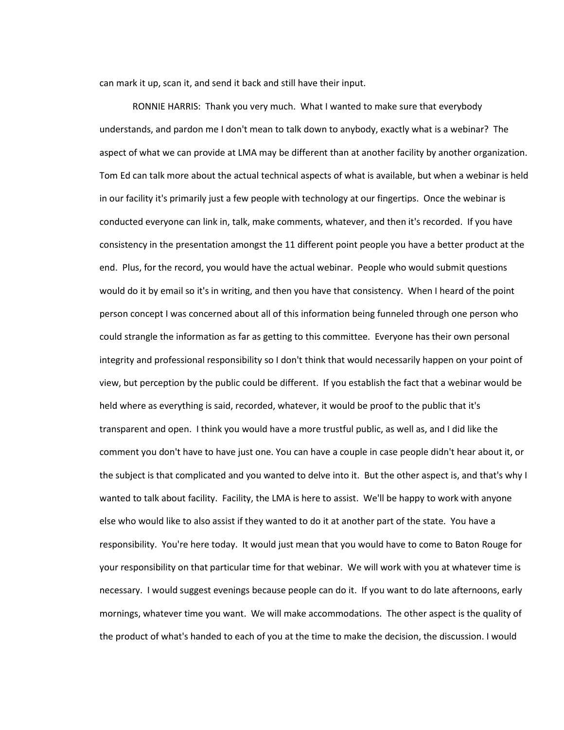can mark it up, scan it, and send it back and still have their input.

RONNIE HARRIS: Thank you very much. What I wanted to make sure that everybody understands, and pardon me I don't mean to talk down to anybody, exactly what is a webinar? The aspect of what we can provide at LMA may be different than at another facility by another organization. Tom Ed can talk more about the actual technical aspects of what is available, but when a webinar is held in our facility it's primarily just a few people with technology at our fingertips. Once the webinar is conducted everyone can link in, talk, make comments, whatever, and then it's recorded. If you have consistency in the presentation amongst the 11 different point people you have a better product at the end. Plus, for the record, you would have the actual webinar. People who would submit questions would do it by email so it's in writing, and then you have that consistency. When I heard of the point person concept I was concerned about all of this information being funneled through one person who could strangle the information as far as getting to this committee. Everyone has their own personal integrity and professional responsibility so I don't think that would necessarily happen on your point of view, but perception by the public could be different. If you establish the fact that a webinar would be held where as everything is said, recorded, whatever, it would be proof to the public that it's transparent and open. I think you would have a more trustful public, as well as, and I did like the comment you don't have to have just one. You can have a couple in case people didn't hear about it, or the subject is that complicated and you wanted to delve into it. But the other aspect is, and that's why I wanted to talk about facility. Facility, the LMA is here to assist. We'll be happy to work with anyone else who would like to also assist if they wanted to do it at another part of the state. You have a responsibility. You're here today. It would just mean that you would have to come to Baton Rouge for your responsibility on that particular time for that webinar. We will work with you at whatever time is necessary. I would suggest evenings because people can do it. If you want to do late afternoons, early mornings, whatever time you want. We will make accommodations. The other aspect is the quality of the product of what's handed to each of you at the time to make the decision, the discussion. I would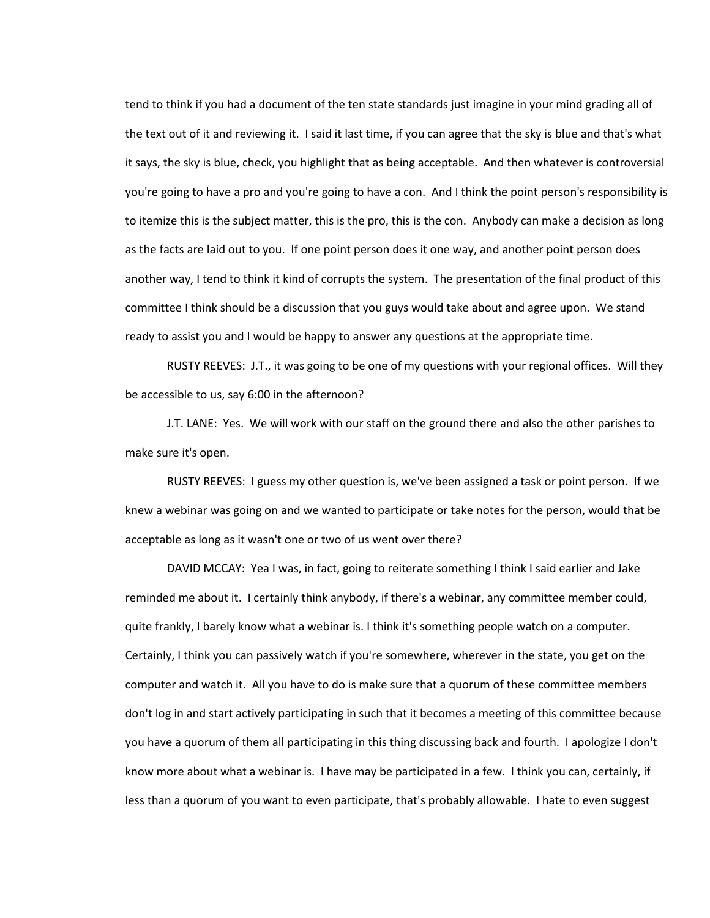tend to think if you had a document of the ten state standards just imagine in your mind grading all of the text out of it and reviewing it. I said it last time, if you can agree that the sky is blue and that's what it says, the sky is blue, check, you highlight that as being acceptable. And then whatever is controversial you're going to have a pro and you're going to have a con. And I think the point person's responsibility is to itemize this is the subject matter, this is the pro, this is the con. Anybody can make a decision as long as the facts are laid out to you. If one point person does it one way, and another point person does another way, I tend to think it kind of corrupts the system. The presentation of the final product of this committee I think should be a discussion that you guys would take about and agree upon. We stand ready to assist you and I would be happy to answer any questions at the appropriate time.

RUSTY REEVES: J.T., it was going to be one of my questions with your regional offices. Will they be accessible to us, say 6:00 in the afternoon?

J.T. LANE: Yes. We will work with our staff on the ground there and also the other parishes to make sure it's open.

RUSTY REEVES: I guess my other question is, we've been assigned a task or point person. If we knew a webinar was going on and we wanted to participate or take notes for the person, would that be acceptable as long as it wasn't one or two of us went over there?

DAVID MCCAY: Yea I was, in fact, going to reiterate something I think I said earlier and Jake reminded me about it. I certainly think anybody, if there's a webinar, any committee member could, quite frankly, I barely know what a webinar is. I think it's something people watch on a computer. Certainly, I think you can passively watch if you're somewhere, wherever in the state, you get on the computer and watch it. All you have to do is make sure that a quorum of these committee members don't log in and start actively participating in such that it becomes a meeting of this committee because you have a quorum of them all participating in this thing discussing back and fourth. I apologize I don't know more about what a webinar is. I have may be participated in a few. I think you can, certainly, if less than a quorum of you want to even participate, that's probably allowable. I hate to even suggest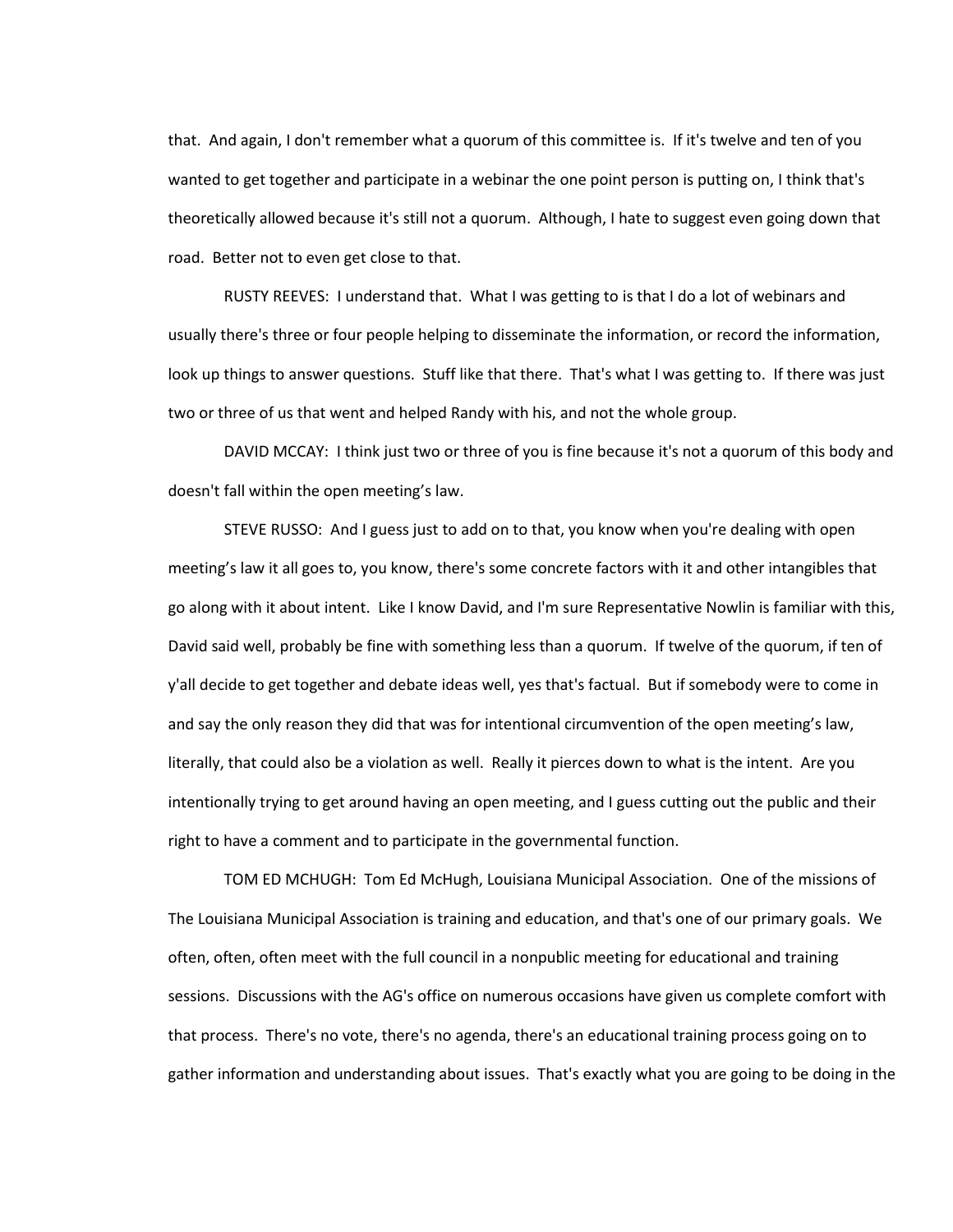that. And again, I don't remember what a quorum of this committee is. If it's twelve and ten of you wanted to get together and participate in a webinar the one point person is putting on, I think that's theoretically allowed because it's still not a quorum. Although, I hate to suggest even going down that road. Better not to even get close to that.

RUSTY REEVES: I understand that. What I was getting to is that I do a lot of webinars and usually there's three or four people helping to disseminate the information, or record the information, look up things to answer questions. Stuff like that there. That's what I was getting to. If there was just two or three of us that went and helped Randy with his, and not the whole group.

DAVID MCCAY: I think just two or three of you is fine because it's not a quorum of this body and doesn't fall within the open meeting's law.

STEVE RUSSO: And I guess just to add on to that, you know when you're dealing with open meeting's law it all goes to, you know, there's some concrete factors with it and other intangibles that go along with it about intent. Like I know David, and I'm sure Representative Nowlin is familiar with this, David said well, probably be fine with something less than a quorum. If twelve of the quorum, if ten of y'all decide to get together and debate ideas well, yes that's factual. But if somebody were to come in and say the only reason they did that was for intentional circumvention of the open meeting's law, literally, that could also be a violation as well. Really it pierces down to what is the intent. Are you intentionally trying to get around having an open meeting, and I guess cutting out the public and their right to have a comment and to participate in the governmental function.

TOM ED MCHUGH: Tom Ed McHugh, Louisiana Municipal Association. One of the missions of The Louisiana Municipal Association is training and education, and that's one of our primary goals. We often, often, often meet with the full council in a nonpublic meeting for educational and training sessions. Discussions with the AG's office on numerous occasions have given us complete comfort with that process. There's no vote, there's no agenda, there's an educational training process going on to gather information and understanding about issues. That's exactly what you are going to be doing in the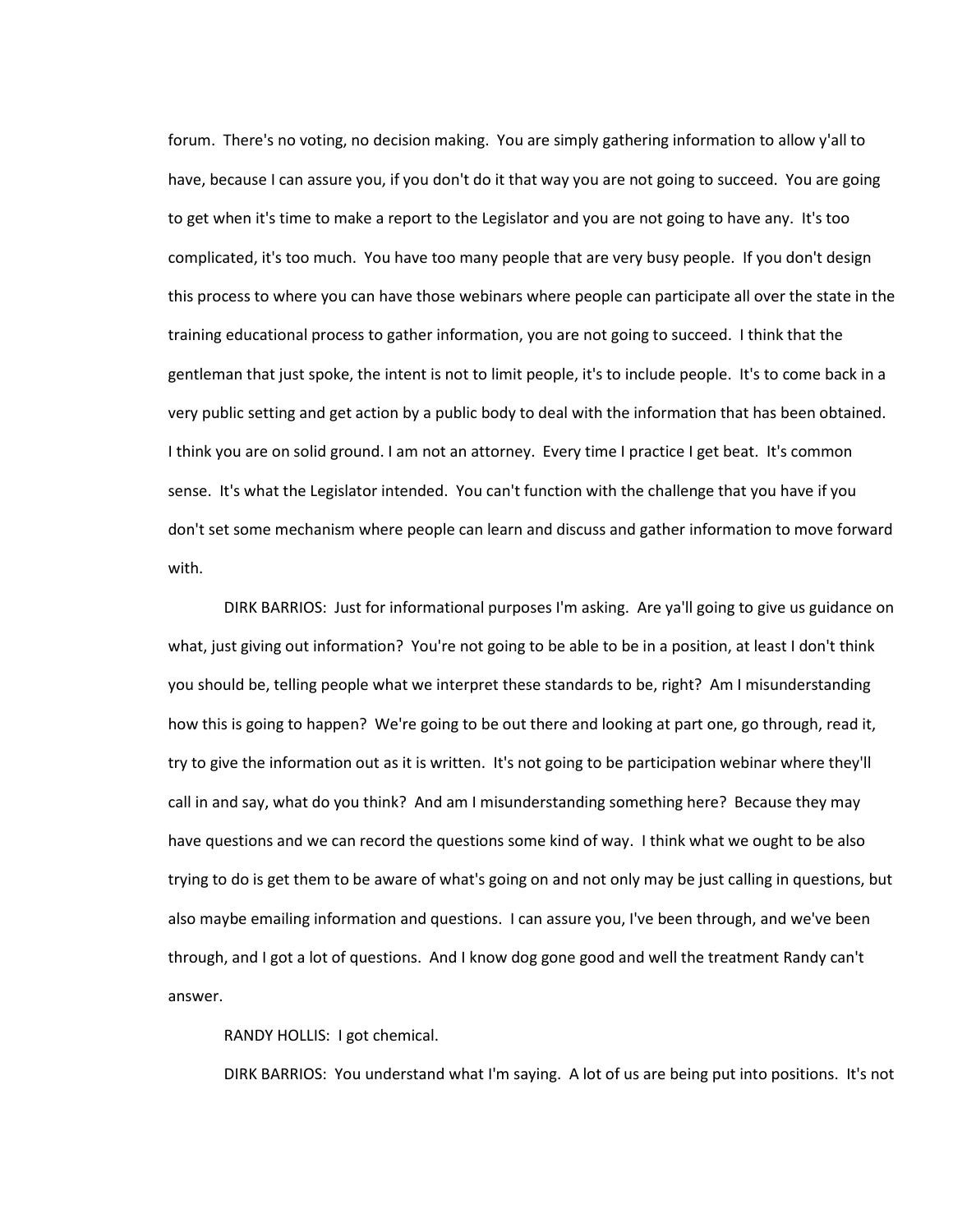forum. There's no voting, no decision making. You are simply gathering information to allow y'all to have, because I can assure you, if you don't do it that way you are not going to succeed. You are going to get when it's time to make a report to the Legislator and you are not going to have any. It's too complicated, it's too much. You have too many people that are very busy people. If you don't design this process to where you can have those webinars where people can participate all over the state in the training educational process to gather information, you are not going to succeed. I think that the gentleman that just spoke, the intent is not to limit people, it's to include people. It's to come back in a very public setting and get action by a public body to deal with the information that has been obtained. I think you are on solid ground. I am not an attorney. Every time I practice I get beat. It's common sense. It's what the Legislator intended. You can't function with the challenge that you have if you don't set some mechanism where people can learn and discuss and gather information to move forward with.

DIRK BARRIOS: Just for informational purposes I'm asking. Are ya'll going to give us guidance on what, just giving out information? You're not going to be able to be in a position, at least I don't think you should be, telling people what we interpret these standards to be, right? Am I misunderstanding how this is going to happen? We're going to be out there and looking at part one, go through, read it, try to give the information out as it is written. It's not going to be participation webinar where they'll call in and say, what do you think? And am I misunderstanding something here? Because they may have questions and we can record the questions some kind of way. I think what we ought to be also trying to do is get them to be aware of what's going on and not only may be just calling in questions, but also maybe emailing information and questions. I can assure you, I've been through, and we've been through, and I got a lot of questions. And I know dog gone good and well the treatment Randy can't answer.

RANDY HOLLIS: I got chemical.

DIRK BARRIOS: You understand what I'm saying. A lot of us are being put into positions. It's not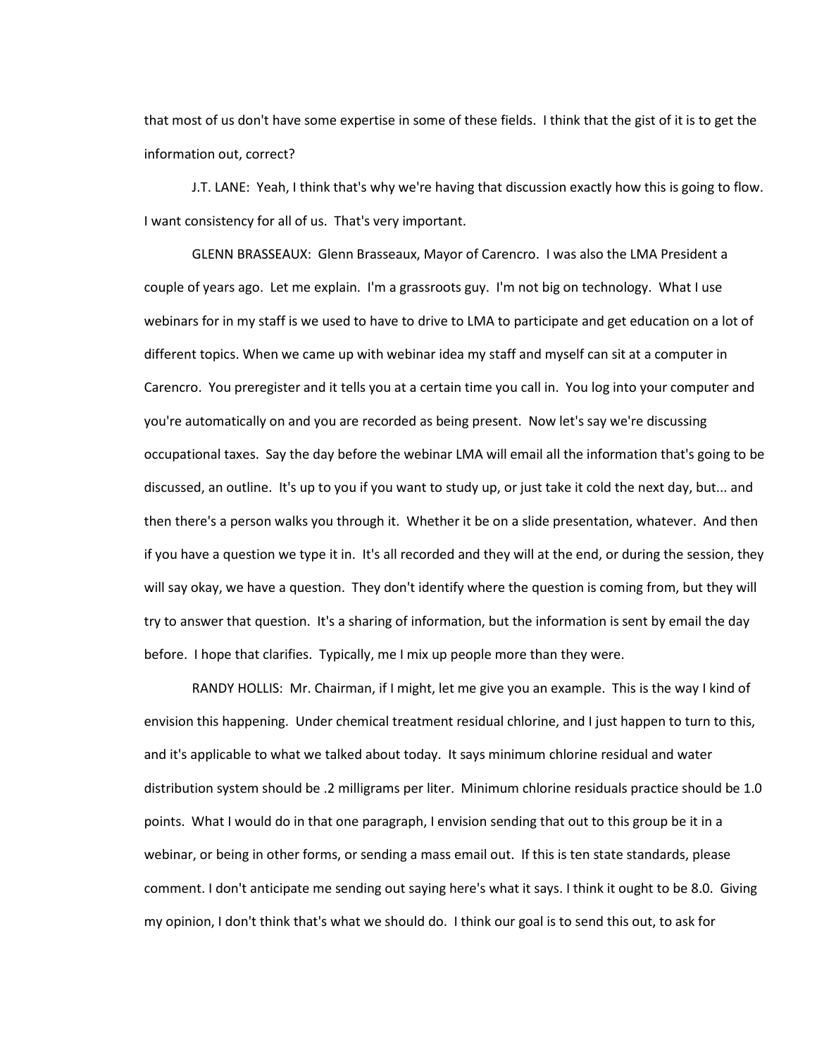that most of us don't have some expertise in some of these fields. I think that the gist of it is to get the information out, correct?

J.T. LANE: Yeah, I think that's why we're having that discussion exactly how this is going to flow. I want consistency for all of us. That's very important.

GLENN BRASSEAUX: Glenn Brasseaux, Mayor of Carencro. I was also the LMA President a couple of years ago. Let me explain. I'm a grassroots guy. I'm not big on technology. What I use webinars for in my staff is we used to have to drive to LMA to participate and get education on a lot of different topics. When we came up with webinar idea my staff and myself can sit at a computer in Carencro. You preregister and it tells you at a certain time you call in. You log into your computer and you're automatically on and you are recorded as being present. Now let's say we're discussing occupational taxes. Say the day before the webinar LMA will email all the information that's going to be discussed, an outline. It's up to you if you want to study up, or just take it cold the next day, but... and then there's a person walks you through it. Whether it be on a slide presentation, whatever. And then if you have a question we type it in. It's all recorded and they will at the end, or during the session, they will say okay, we have a question. They don't identify where the question is coming from, but they will try to answer that question. It's a sharing of information, but the information is sent by email the day before. I hope that clarifies. Typically, me I mix up people more than they were.

RANDY HOLLIS: Mr. Chairman, if I might, let me give you an example. This is the way I kind of envision this happening. Under chemical treatment residual chlorine, and I just happen to turn to this, and it's applicable to what we talked about today. It says minimum chlorine residual and water distribution system should be .2 milligrams per liter. Minimum chlorine residuals practice should be 1.0 points. What I would do in that one paragraph, I envision sending that out to this group be it in a webinar, or being in other forms, or sending a mass email out. If this is ten state standards, please comment. I don't anticipate me sending out saying here's what it says. I think it ought to be 8.0. Giving my opinion, I don't think that's what we should do. I think our goal is to send this out, to ask for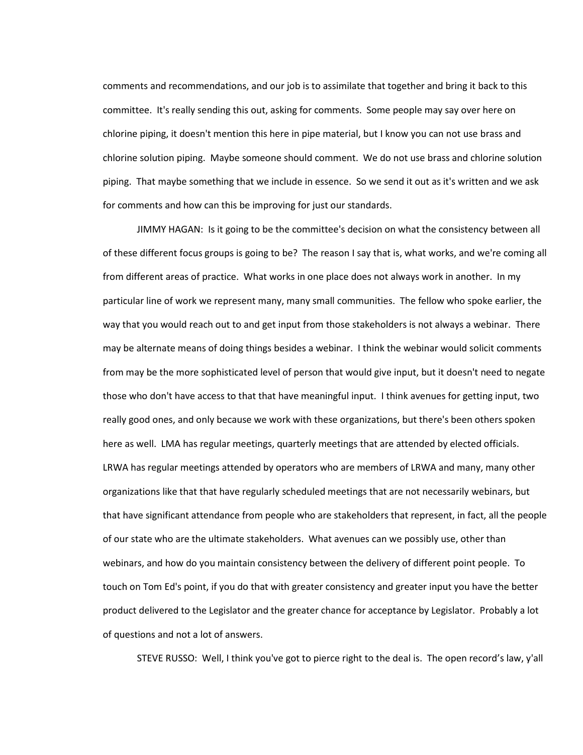comments and recommendations, and our job is to assimilate that together and bring it back to this committee. It's really sending this out, asking for comments. Some people may say over here on chlorine piping, it doesn't mention this here in pipe material, but I know you can not use brass and chlorine solution piping. Maybe someone should comment. We do not use brass and chlorine solution piping. That maybe something that we include in essence. So we send it out as it's written and we ask for comments and how can this be improving for just our standards.

JIMMY HAGAN: Is it going to be the committee's decision on what the consistency between all of these different focus groups is going to be? The reason I say that is, what works, and we're coming all from different areas of practice. What works in one place does not always work in another. In my particular line of work we represent many, many small communities. The fellow who spoke earlier, the way that you would reach out to and get input from those stakeholders is not always a webinar. There may be alternate means of doing things besides a webinar. I think the webinar would solicit comments from may be the more sophisticated level of person that would give input, but it doesn't need to negate those who don't have access to that that have meaningful input. I think avenues for getting input, two really good ones, and only because we work with these organizations, but there's been others spoken here as well. LMA has regular meetings, quarterly meetings that are attended by elected officials. LRWA has regular meetings attended by operators who are members of LRWA and many, many other organizations like that that have regularly scheduled meetings that are not necessarily webinars, but that have significant attendance from people who are stakeholders that represent, in fact, all the people of our state who are the ultimate stakeholders. What avenues can we possibly use, other than webinars, and how do you maintain consistency between the delivery of different point people. To touch on Tom Ed's point, if you do that with greater consistency and greater input you have the better product delivered to the Legislator and the greater chance for acceptance by Legislator. Probably a lot of questions and not a lot of answers.

STEVE RUSSO: Well, I think you've got to pierce right to the deal is. The open record's law, y'all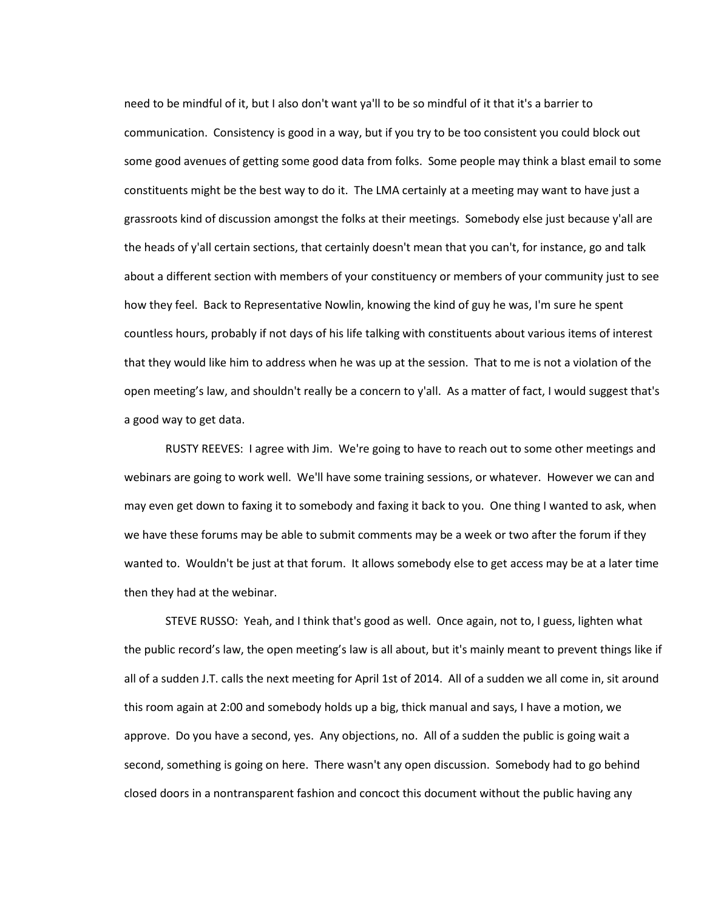need to be mindful of it, but I also don't want ya'll to be so mindful of it that it's a barrier to communication. Consistency is good in a way, but if you try to be too consistent you could block out some good avenues of getting some good data from folks. Some people may think a blast email to some constituents might be the best way to do it. The LMA certainly at a meeting may want to have just a grassroots kind of discussion amongst the folks at their meetings. Somebody else just because y'all are the heads of y'all certain sections, that certainly doesn't mean that you can't, for instance, go and talk about a different section with members of your constituency or members of your community just to see how they feel. Back to Representative Nowlin, knowing the kind of guy he was, I'm sure he spent countless hours, probably if not days of his life talking with constituents about various items of interest that they would like him to address when he was up at the session. That to me is not a violation of the open meeting's law, and shouldn't really be a concern to y'all. As a matter of fact, I would suggest that's a good way to get data.

RUSTY REEVES: I agree with Jim. We're going to have to reach out to some other meetings and webinars are going to work well. We'll have some training sessions, or whatever. However we can and may even get down to faxing it to somebody and faxing it back to you. One thing I wanted to ask, when we have these forums may be able to submit comments may be a week or two after the forum if they wanted to. Wouldn't be just at that forum. It allows somebody else to get access may be at a later time then they had at the webinar.

STEVE RUSSO: Yeah, and I think that's good as well. Once again, not to, I guess, lighten what the public record's law, the open meeting's law is all about, but it's mainly meant to prevent things like if all of a sudden J.T. calls the next meeting for April 1st of 2014. All of a sudden we all come in, sit around this room again at 2:00 and somebody holds up a big, thick manual and says, I have a motion, we approve. Do you have a second, yes. Any objections, no. All of a sudden the public is going wait a second, something is going on here. There wasn't any open discussion. Somebody had to go behind closed doors in a nontransparent fashion and concoct this document without the public having any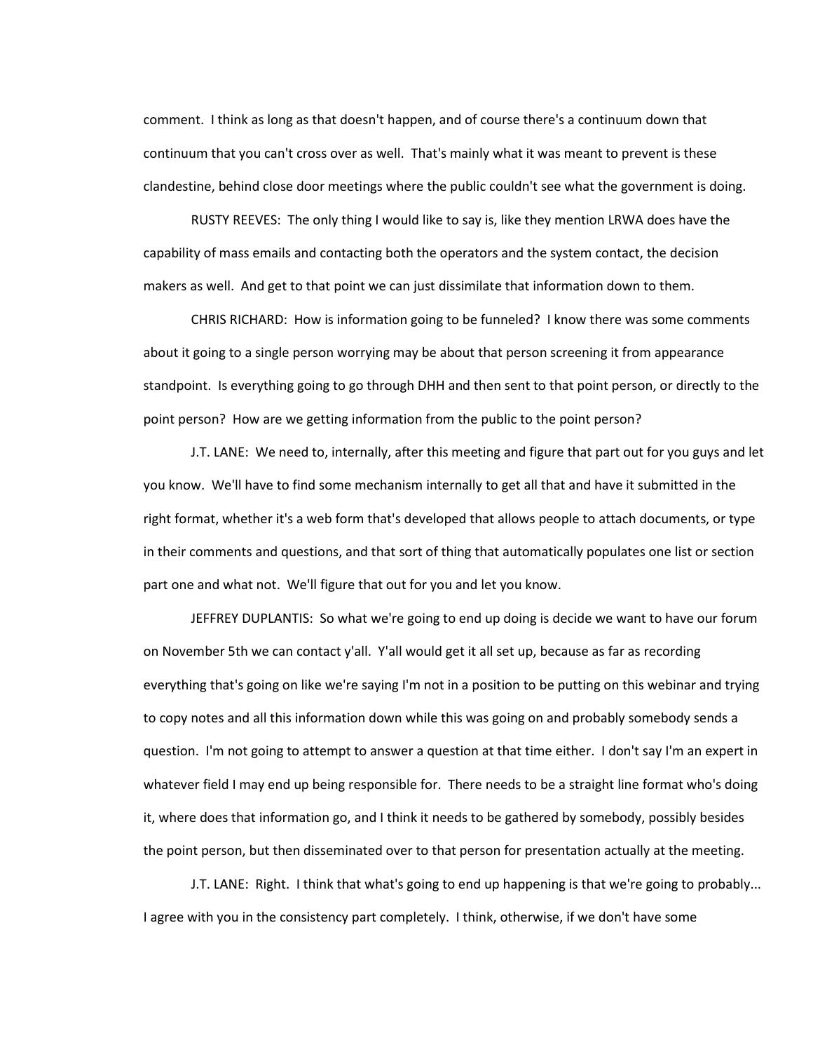comment. I think as long as that doesn't happen, and of course there's a continuum down that continuum that you can't cross over as well. That's mainly what it was meant to prevent is these clandestine, behind close door meetings where the public couldn't see what the government is doing.

RUSTY REEVES: The only thing I would like to say is, like they mention LRWA does have the capability of mass emails and contacting both the operators and the system contact, the decision makers as well. And get to that point we can just dissimilate that information down to them.

CHRIS RICHARD: How is information going to be funneled? I know there was some comments about it going to a single person worrying may be about that person screening it from appearance standpoint. Is everything going to go through DHH and then sent to that point person, or directly to the point person? How are we getting information from the public to the point person?

J.T. LANE: We need to, internally, after this meeting and figure that part out for you guys and let you know. We'll have to find some mechanism internally to get all that and have it submitted in the right format, whether it's a web form that's developed that allows people to attach documents, or type in their comments and questions, and that sort of thing that automatically populates one list or section part one and what not. We'll figure that out for you and let you know.

JEFFREY DUPLANTIS: So what we're going to end up doing is decide we want to have our forum on November 5th we can contact y'all. Y'all would get it all set up, because as far as recording everything that's going on like we're saying I'm not in a position to be putting on this webinar and trying to copy notes and all this information down while this was going on and probably somebody sends a question. I'm not going to attempt to answer a question at that time either. I don't say I'm an expert in whatever field I may end up being responsible for. There needs to be a straight line format who's doing it, where does that information go, and I think it needs to be gathered by somebody, possibly besides the point person, but then disseminated over to that person for presentation actually at the meeting.

J.T. LANE: Right. I think that what's going to end up happening is that we're going to probably... I agree with you in the consistency part completely. I think, otherwise, if we don't have some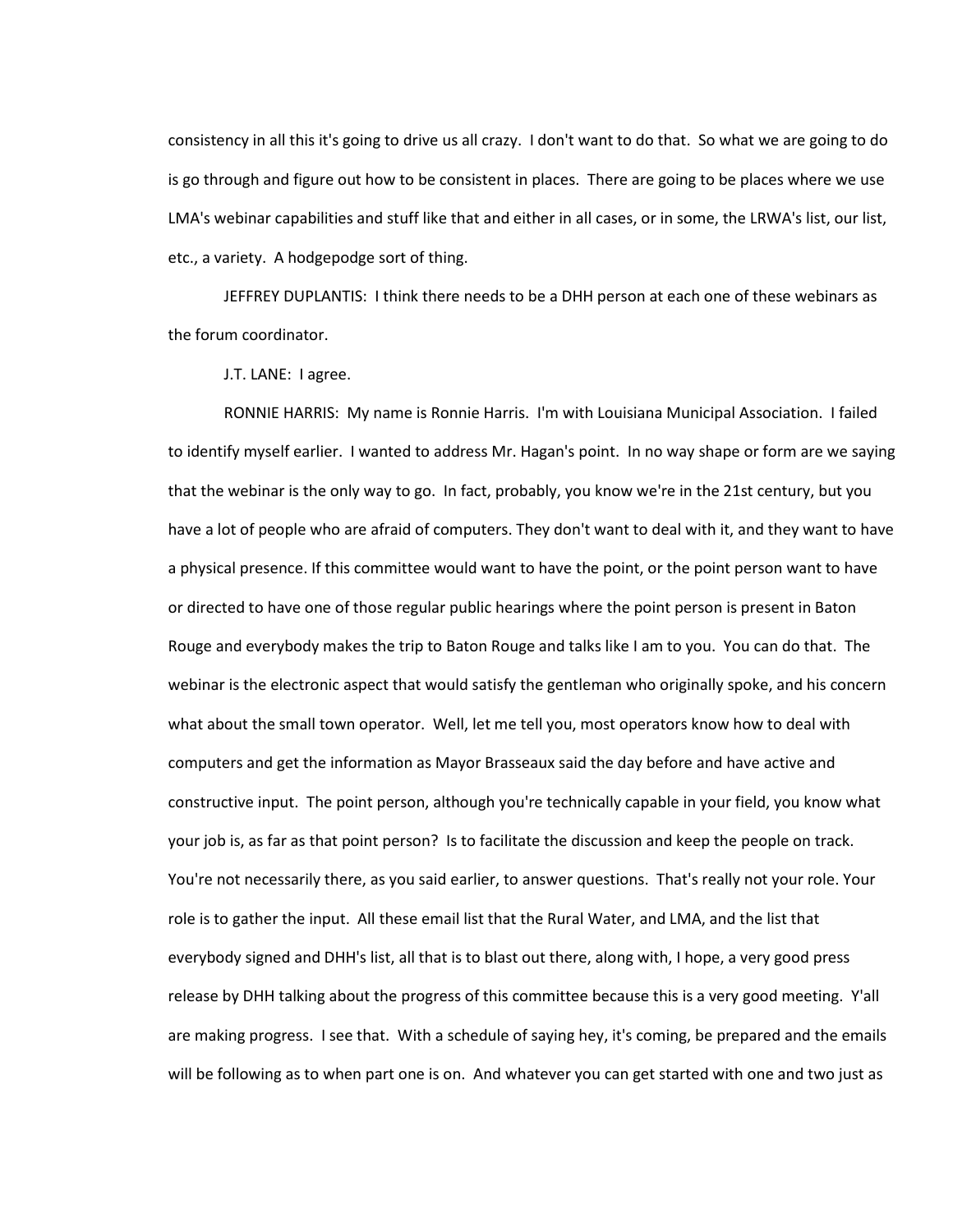consistency in all this it's going to drive us all crazy. I don't want to do that. So what we are going to do is go through and figure out how to be consistent in places. There are going to be places where we use LMA's webinar capabilities and stuff like that and either in all cases, or in some, the LRWA's list, our list, etc., a variety. A hodgepodge sort of thing.

JEFFREY DUPLANTIS: I think there needs to be a DHH person at each one of these webinars as the forum coordinator.

J.T. LANE: I agree.

RONNIE HARRIS: My name is Ronnie Harris. I'm with Louisiana Municipal Association. I failed to identify myself earlier. I wanted to address Mr. Hagan's point. In no way shape or form are we saying that the webinar is the only way to go. In fact, probably, you know we're in the 21st century, but you have a lot of people who are afraid of computers. They don't want to deal with it, and they want to have a physical presence. If this committee would want to have the point, or the point person want to have or directed to have one of those regular public hearings where the point person is present in Baton Rouge and everybody makes the trip to Baton Rouge and talks like I am to you. You can do that. The webinar is the electronic aspect that would satisfy the gentleman who originally spoke, and his concern what about the small town operator. Well, let me tell you, most operators know how to deal with computers and get the information as Mayor Brasseaux said the day before and have active and constructive input. The point person, although you're technically capable in your field, you know what your job is, as far as that point person? Is to facilitate the discussion and keep the people on track. You're not necessarily there, as you said earlier, to answer questions. That's really not your role. Your role is to gather the input. All these email list that the Rural Water, and LMA, and the list that everybody signed and DHH's list, all that is to blast out there, along with, I hope, a very good press release by DHH talking about the progress of this committee because this is a very good meeting. Y'all are making progress. I see that. With a schedule of saying hey, it's coming, be prepared and the emails will be following as to when part one is on. And whatever you can get started with one and two just as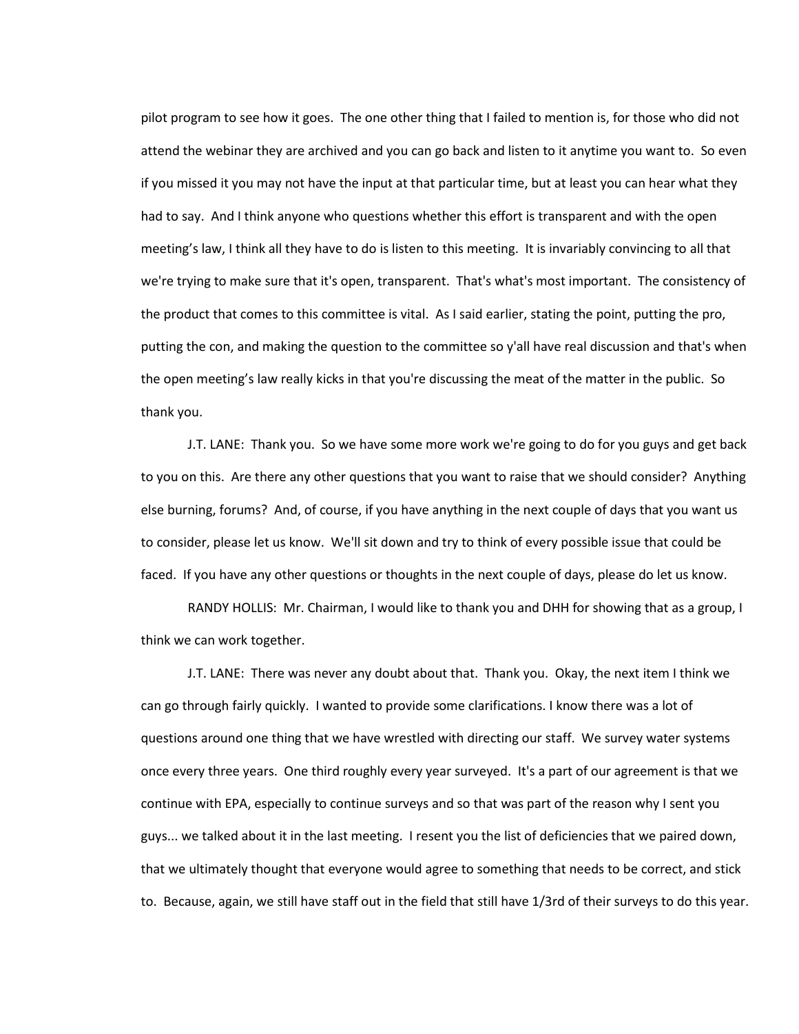pilot program to see how it goes. The one other thing that I failed to mention is, for those who did not attend the webinar they are archived and you can go back and listen to it anytime you want to. So even if you missed it you may not have the input at that particular time, but at least you can hear what they had to say. And I think anyone who questions whether this effort is transparent and with the open meeting's law, I think all they have to do is listen to this meeting. It is invariably convincing to all that we're trying to make sure that it's open, transparent. That's what's most important. The consistency of the product that comes to this committee is vital. As I said earlier, stating the point, putting the pro, putting the con, and making the question to the committee so y'all have real discussion and that's when the open meeting's law really kicks in that you're discussing the meat of the matter in the public. So thank you.

J.T. LANE: Thank you. So we have some more work we're going to do for you guys and get back to you on this. Are there any other questions that you want to raise that we should consider? Anything else burning, forums? And, of course, if you have anything in the next couple of days that you want us to consider, please let us know. We'll sit down and try to think of every possible issue that could be faced. If you have any other questions or thoughts in the next couple of days, please do let us know.

RANDY HOLLIS: Mr. Chairman, I would like to thank you and DHH for showing that as a group, I think we can work together.

J.T. LANE: There was never any doubt about that. Thank you. Okay, the next item I think we can go through fairly quickly. I wanted to provide some clarifications. I know there was a lot of questions around one thing that we have wrestled with directing our staff. We survey water systems once every three years. One third roughly every year surveyed. It's a part of our agreement is that we continue with EPA, especially to continue surveys and so that was part of the reason why I sent you guys... we talked about it in the last meeting. I resent you the list of deficiencies that we paired down, that we ultimately thought that everyone would agree to something that needs to be correct, and stick to. Because, again, we still have staff out in the field that still have 1/3rd of their surveys to do this year.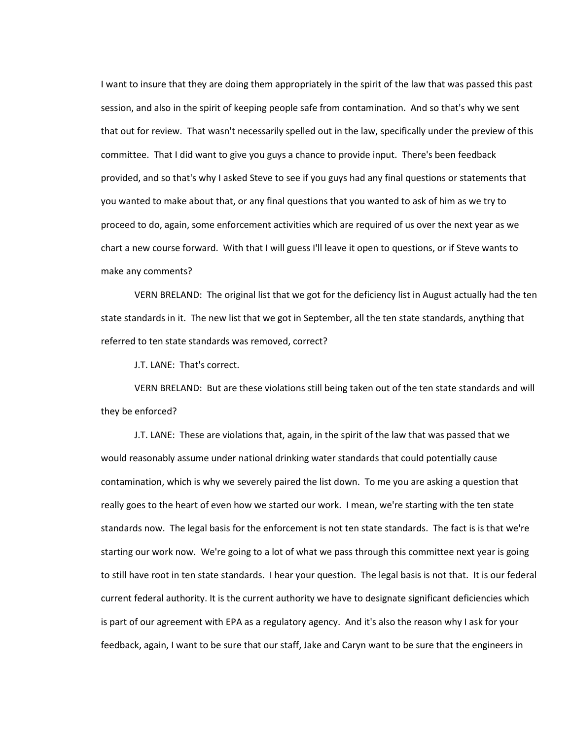I want to insure that they are doing them appropriately in the spirit of the law that was passed this past session, and also in the spirit of keeping people safe from contamination. And so that's why we sent that out for review. That wasn't necessarily spelled out in the law, specifically under the preview of this committee. That I did want to give you guys a chance to provide input. There's been feedback provided, and so that's why I asked Steve to see if you guys had any final questions or statements that you wanted to make about that, or any final questions that you wanted to ask of him as we try to proceed to do, again, some enforcement activities which are required of us over the next year as we chart a new course forward. With that I will guess I'll leave it open to questions, or if Steve wants to make any comments?

VERN BRELAND: The original list that we got for the deficiency list in August actually had the ten state standards in it. The new list that we got in September, all the ten state standards, anything that referred to ten state standards was removed, correct?

J.T. LANE: That's correct.

VERN BRELAND: But are these violations still being taken out of the ten state standards and will they be enforced?

J.T. LANE: These are violations that, again, in the spirit of the law that was passed that we would reasonably assume under national drinking water standards that could potentially cause contamination, which is why we severely paired the list down. To me you are asking a question that really goes to the heart of even how we started our work. I mean, we're starting with the ten state standards now. The legal basis for the enforcement is not ten state standards. The fact is is that we're starting our work now. We're going to a lot of what we pass through this committee next year is going to still have root in ten state standards. I hear your question. The legal basis is not that. It is our federal current federal authority. It is the current authority we have to designate significant deficiencies which is part of our agreement with EPA as a regulatory agency. And it's also the reason why I ask for your feedback, again, I want to be sure that our staff, Jake and Caryn want to be sure that the engineers in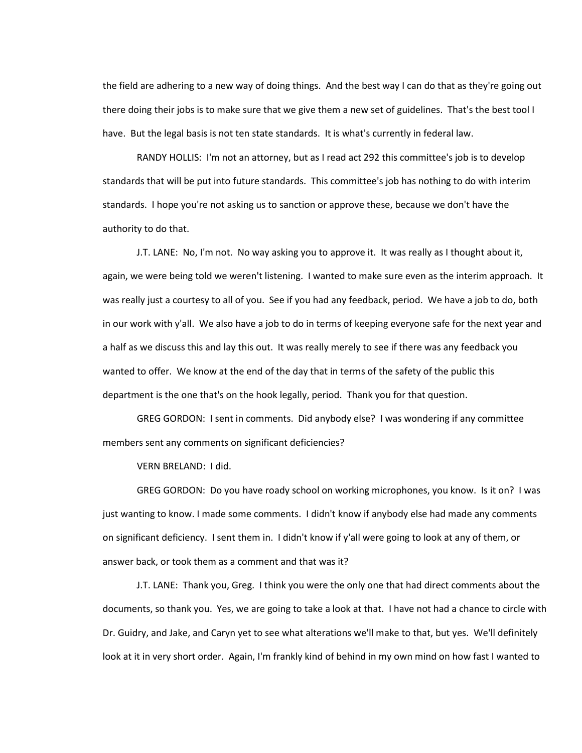the field are adhering to a new way of doing things. And the best way I can do that as they're going out there doing their jobs is to make sure that we give them a new set of guidelines. That's the best tool I have. But the legal basis is not ten state standards. It is what's currently in federal law.

RANDY HOLLIS: I'm not an attorney, but as I read act 292 this committee's job is to develop standards that will be put into future standards. This committee's job has nothing to do with interim standards. I hope you're not asking us to sanction or approve these, because we don't have the authority to do that.

J.T. LANE: No, I'm not. No way asking you to approve it. It was really as I thought about it, again, we were being told we weren't listening. I wanted to make sure even as the interim approach. It was really just a courtesy to all of you. See if you had any feedback, period. We have a job to do, both in our work with y'all. We also have a job to do in terms of keeping everyone safe for the next year and a half as we discuss this and lay this out. It was really merely to see if there was any feedback you wanted to offer. We know at the end of the day that in terms of the safety of the public this department is the one that's on the hook legally, period. Thank you for that question.

GREG GORDON: I sent in comments. Did anybody else? I was wondering if any committee members sent any comments on significant deficiencies?

VERN BRELAND: I did.

GREG GORDON: Do you have roady school on working microphones, you know. Is it on? I was just wanting to know. I made some comments. I didn't know if anybody else had made any comments on significant deficiency. I sent them in. I didn't know if y'all were going to look at any of them, or answer back, or took them as a comment and that was it?

J.T. LANE: Thank you, Greg. I think you were the only one that had direct comments about the documents, so thank you. Yes, we are going to take a look at that. I have not had a chance to circle with Dr. Guidry, and Jake, and Caryn yet to see what alterations we'll make to that, but yes. We'll definitely look at it in very short order. Again, I'm frankly kind of behind in my own mind on how fast I wanted to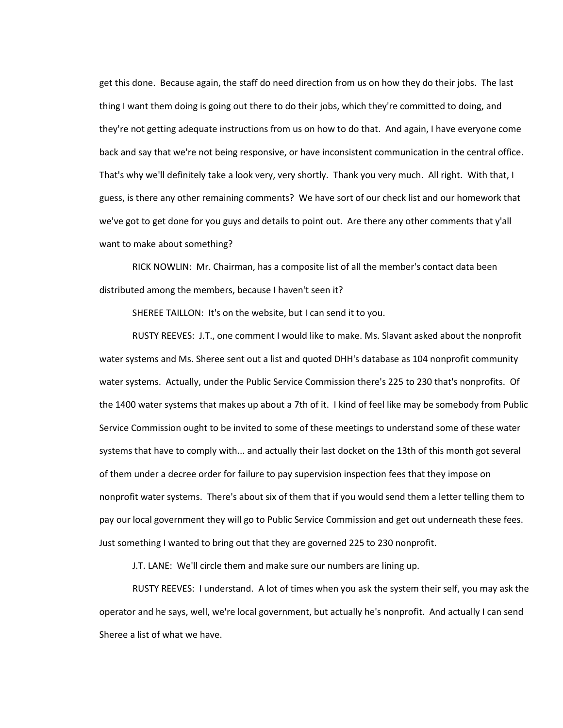get this done. Because again, the staff do need direction from us on how they do their jobs. The last thing I want them doing is going out there to do their jobs, which they're committed to doing, and they're not getting adequate instructions from us on how to do that. And again, I have everyone come back and say that we're not being responsive, or have inconsistent communication in the central office. That's why we'll definitely take a look very, very shortly. Thank you very much. All right. With that, I guess, is there any other remaining comments? We have sort of our check list and our homework that we've got to get done for you guys and details to point out. Are there any other comments that y'all want to make about something?

RICK NOWLIN: Mr. Chairman, has a composite list of all the member's contact data been distributed among the members, because I haven't seen it?

SHEREE TAILLON: It's on the website, but I can send it to you.

RUSTY REEVES: J.T., one comment I would like to make. Ms. Slavant asked about the nonprofit water systems and Ms. Sheree sent out a list and quoted DHH's database as 104 nonprofit community water systems. Actually, under the Public Service Commission there's 225 to 230 that's nonprofits. Of the 1400 water systems that makes up about a 7th of it. I kind of feel like may be somebody from Public Service Commission ought to be invited to some of these meetings to understand some of these water systems that have to comply with... and actually their last docket on the 13th of this month got several of them under a decree order for failure to pay supervision inspection fees that they impose on nonprofit water systems. There's about six of them that if you would send them a letter telling them to pay our local government they will go to Public Service Commission and get out underneath these fees. Just something I wanted to bring out that they are governed 225 to 230 nonprofit.

J.T. LANE: We'll circle them and make sure our numbers are lining up.

RUSTY REEVES: I understand. A lot of times when you ask the system their self, you may ask the operator and he says, well, we're local government, but actually he's nonprofit. And actually I can send Sheree a list of what we have.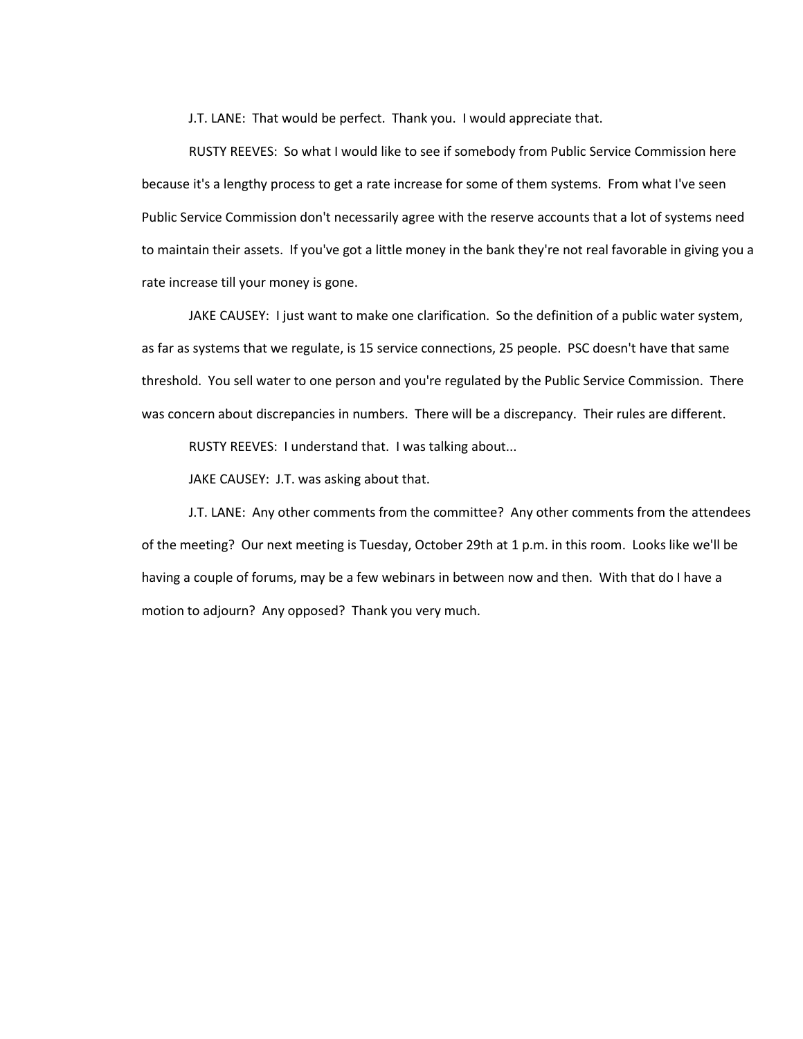J.T. LANE: That would be perfect. Thank you. I would appreciate that.

RUSTY REEVES: So what I would like to see if somebody from Public Service Commission here because it's a lengthy process to get a rate increase for some of them systems. From what I've seen Public Service Commission don't necessarily agree with the reserve accounts that a lot of systems need to maintain their assets. If you've got a little money in the bank they're not real favorable in giving you a rate increase till your money is gone.

JAKE CAUSEY: I just want to make one clarification. So the definition of a public water system, as far as systems that we regulate, is 15 service connections, 25 people. PSC doesn't have that same threshold. You sell water to one person and you're regulated by the Public Service Commission. There was concern about discrepancies in numbers. There will be a discrepancy. Their rules are different.

RUSTY REEVES: I understand that. I was talking about...

JAKE CAUSEY: J.T. was asking about that.

J.T. LANE: Any other comments from the committee? Any other comments from the attendees of the meeting? Our next meeting is Tuesday, October 29th at 1 p.m. in this room. Looks like we'll be having a couple of forums, may be a few webinars in between now and then. With that do I have a motion to adjourn? Any opposed? Thank you very much.